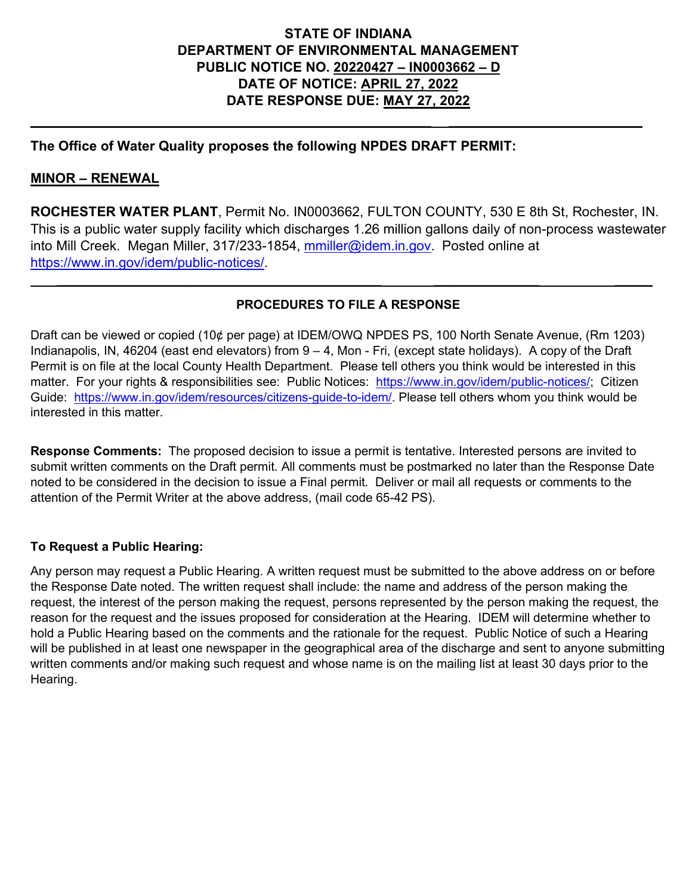# STATE OF INDIANA
# DEPARTMENT OF ENVIRONMENTAL MANAGEMENT
# PUBLIC NOTICE NO. 20220427 – IN0003662 – D
# DATE OF NOTICE: APRIL 27, 2022
# DATE RESPONSE DUE: MAY 27, 2022

---

**The Office of Water Quality proposes the following NPDES DRAFT PERMIT:**

**MINOR – RENEWAL**

**ROCHESTER WATER PLANT**, Permit No. IN0003662, FULTON COUNTY, 530 E 8th St, Rochester, IN. This is a public water supply facility which discharges 1.26 million gallons daily of non-process wastewater into Mill Creek. Megan Miller, 317/233-1854, mmiller@idem.in.gov. Posted online at https://www.in.gov/idem/public-notices/.

---

**PROCEDURES TO FILE A RESPONSE**

Draft can be viewed or copied (10¢ per page) at IDEM/OWQ NPDES PS, 100 North Senate Avenue, (Rm 1203) Indianapolis, IN, 46204 (east end elevators) from 9 – 4, Mon - Fri, (except state holidays). A copy of the Draft Permit is on file at the local County Health Department. Please tell others you think would be interested in this matter. For your rights & responsibilities see: Public Notices: https://www.in.gov/idem/public-notices/; Citizen Guide: https://www.in.gov/idem/resources/citizens-guide-to-idem/. Please tell others whom you think would be interested in this matter.

**Response Comments:** The proposed decision to issue a permit is tentative. Interested persons are invited to submit written comments on the Draft permit. All comments must be postmarked no later than the Response Date noted to be considered in the decision to issue a Final permit. Deliver or mail all requests or comments to the attention of the Permit Writer at the above address, (mail code 65-42 PS).

**To Request a Public Hearing:**

Any person may request a Public Hearing. A written request must be submitted to the above address on or before the Response Date noted. The written request shall include: the name and address of the person making the request, the interest of the person making the request, persons represented by the person making the request, the reason for the request and the issues proposed for consideration at the Hearing. IDEM will determine whether to hold a Public Hearing based on the comments and the rationale for the request. Public Notice of such a Hearing will be published in at least one newspaper in the geographical area of the discharge and sent to anyone submitting written comments and/or making such request and whose name is on the mailing list at least 30 days prior to the Hearing.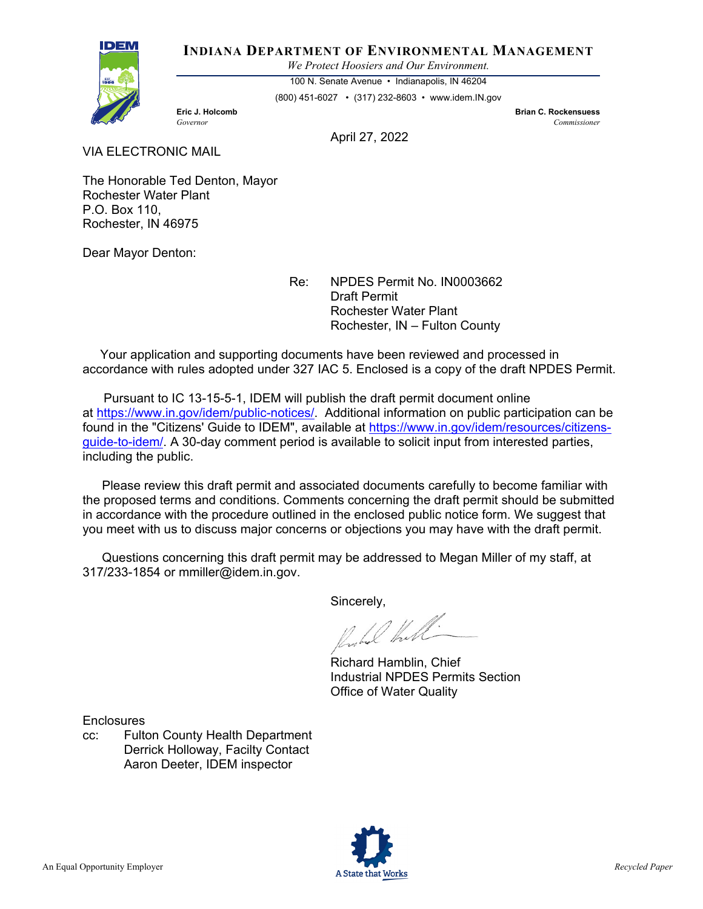# INDIANA DEPARTMENT OF ENVIRONMENTAL MANAGEMENT

*We Protect Hoosiers and Our Environment.*

100 N. Senate Avenue • Indianapolis, IN 46204

(800) 451-6027 • (317) 232-8603 • www.idem.IN.gov

**Eric J. Holcomb**
*Governor*

**Brian C. Rockensuess**
*Commissioner*

April 27, 2022

VIA ELECTRONIC MAIL

The Honorable Ted Denton, Mayor
Rochester Water Plant
P.O. Box 110,
Rochester, IN 46975

Dear Mayor Denton:

Re: NPDES Permit No. IN0003662
Draft Permit
Rochester Water Plant
Rochester, IN – Fulton County

Your application and supporting documents have been reviewed and processed in accordance with rules adopted under 327 IAC 5. Enclosed is a copy of the draft NPDES Permit.

Pursuant to IC 13-15-5-1, IDEM will publish the draft permit document online at https://www.in.gov/idem/public-notices/. Additional information on public participation can be found in the "Citizens' Guide to IDEM", available at https://www.in.gov/idem/resources/citizens-guide-to-idem/. A 30-day comment period is available to solicit input from interested parties, including the public.

Please review this draft permit and associated documents carefully to become familiar with the proposed terms and conditions. Comments concerning the draft permit should be submitted in accordance with the procedure outlined in the enclosed public notice form. We suggest that you meet with us to discuss major concerns or objections you may have with the draft permit.

Questions concerning this draft permit may be addressed to Megan Miller of my staff, at 317/233-1854 or mmiller@idem.in.gov.

Sincerely,

Richard Hamblin, Chief
Industrial NPDES Permits Section
Office of Water Quality

Enclosures

cc: Fulton County Health Department
Derrick Holloway, Facilty Contact
Aaron Deeter, IDEM inspector

An Equal Opportunity Employer

A State that Works

*Recycled Paper*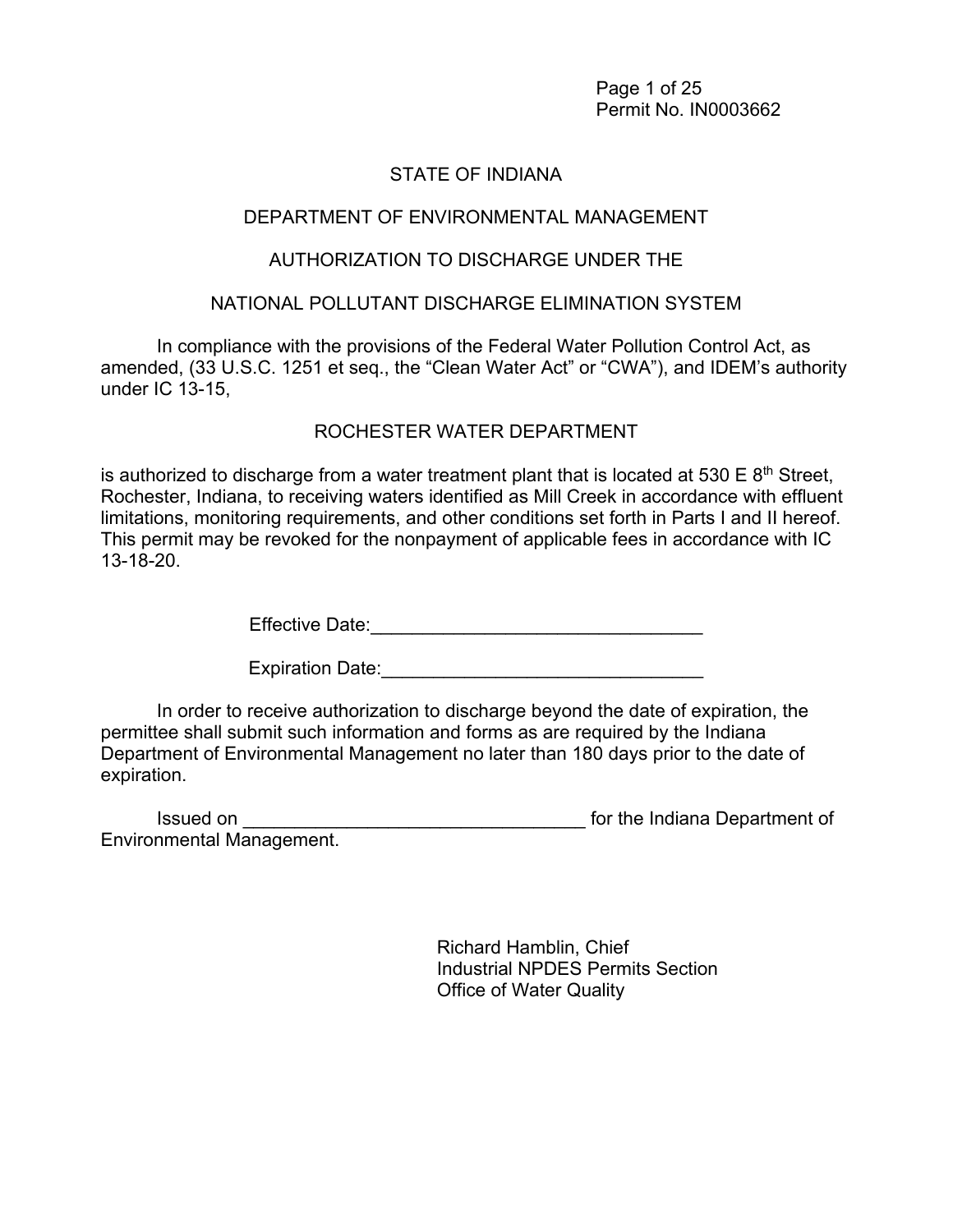Permit No. IN0003662

STATE OF INDIANA

DEPARTMENT OF ENVIRONMENTAL MANAGEMENT

AUTHORIZATION TO DISCHARGE UNDER THE

NATIONAL POLLUTANT DISCHARGE ELIMINATION SYSTEM

In compliance with the provisions of the Federal Water Pollution Control Act, as amended, (33 U.S.C. 1251 et seq., the "Clean Water Act" or "CWA"), and IDEM's authority under IC 13-15,

ROCHESTER WATER DEPARTMENT

is authorized to discharge from a water treatment plant that is located at 530 E 8th Street, Rochester, Indiana, to receiving waters identified as Mill Creek in accordance with effluent limitations, monitoring requirements, and other conditions set forth in Parts I and II hereof. This permit may be revoked for the nonpayment of applicable fees in accordance with IC 13-18-20.

Effective Date:________________________________

Expiration Date:_______________________________

In order to receive authorization to discharge beyond the date of expiration, the permittee shall submit such information and forms as are required by the Indiana Department of Environmental Management no later than 180 days prior to the date of expiration.

Issued on _________________________________ for the Indiana Department of Environmental Management.

Richard Hamblin, Chief
Industrial NPDES Permits Section
Office of Water Quality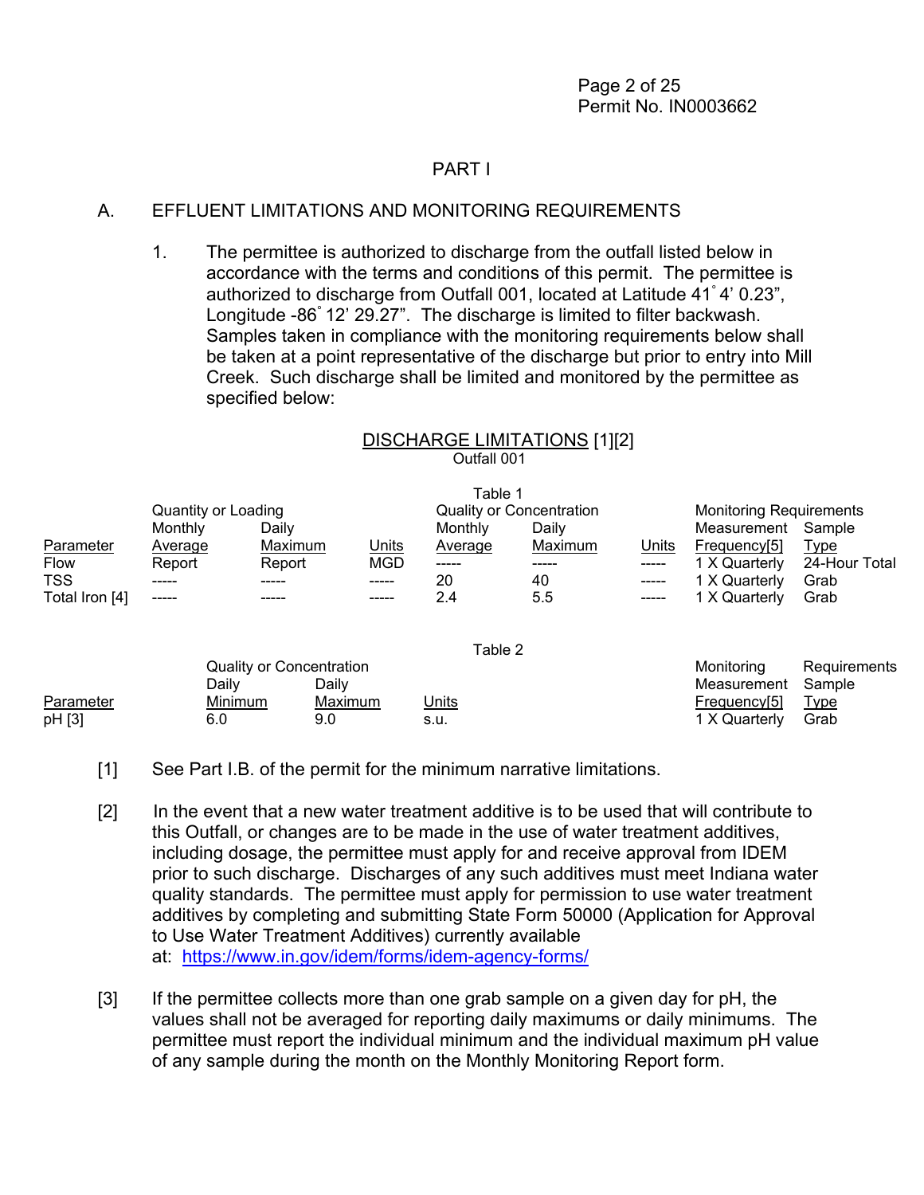# PART I

## A. EFFLUENT LIMITATIONS AND MONITORING REQUIREMENTS

1. The permittee is authorized to discharge from the outfall listed below in accordance with the terms and conditions of this permit. The permittee is authorized to discharge from Outfall 001, located at Latitude 41˚ 4' 0.23", Longitude -86˚ 12' 29.27". The discharge is limited to filter backwash. Samples taken in compliance with the monitoring requirements below shall be taken at a point representative of the discharge but prior to entry into Mill Creek. Such discharge shall be limited and monitored by the permittee as specified below:

**DISCHARGE LIMITATIONS [1][2]**
Outfall 001

Table 1

| | Quantity or Loading | | | Quality or Concentration | | | Monitoring Requirements | |
|---|---|---|---|---|---|---|---|---|
| Parameter | Monthly Average | Daily Maximum | Units | Monthly Average | Daily Maximum | Units | Measurement Frequency[5] | Sample Type |
| Flow | Report | Report | MGD | ----- | ----- | ----- | 1 X Quarterly | 24-Hour Total |
| TSS | ----- | ----- | ----- | 20 | 40 | ----- | 1 X Quarterly | Grab |
| Total Iron [4] | ----- | ----- | ----- | 2.4 | 5.5 | ----- | 1 X Quarterly | Grab |

Table 2

| | Quality or Concentration | | | Monitoring Requirements | |
|---|---|---|---|---|---|
| Parameter | Daily Minimum | Daily Maximum | Units | Measurement Frequency[5] | Sample Type |
| pH [3] | 6.0 | 9.0 | s.u. | 1 X Quarterly | Grab |

[1] See Part I.B. of the permit for the minimum narrative limitations.

[2] In the event that a new water treatment additive is to be used that will contribute to this Outfall, or changes are to be made in the use of water treatment additives, including dosage, the permittee must apply for and receive approval from IDEM prior to such discharge. Discharges of any such additives must meet Indiana water quality standards. The permittee must apply for permission to use water treatment additives by completing and submitting State Form 50000 (Application for Approval to Use Water Treatment Additives) currently available at: https://www.in.gov/idem/forms/idem-agency-forms/

[3] If the permittee collects more than one grab sample on a given day for pH, the values shall not be averaged for reporting daily maximums or daily minimums. The permittee must report the individual minimum and the individual maximum pH value of any sample during the month on the Monthly Monitoring Report form.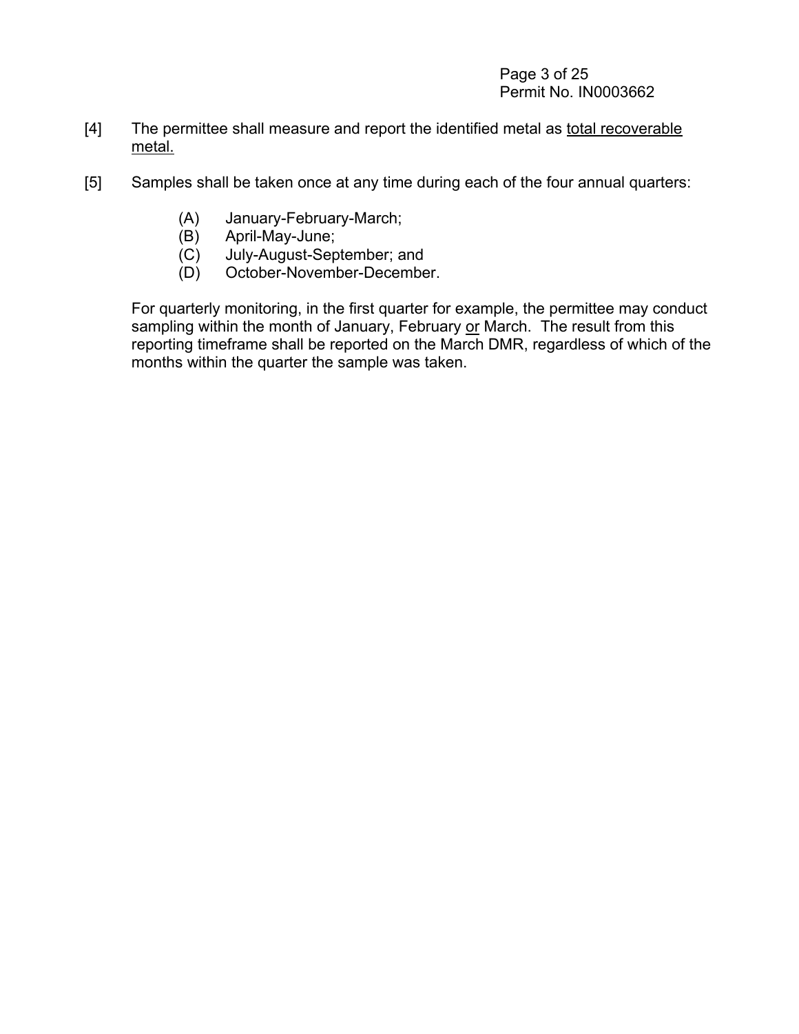[4] The permittee shall measure and report the identified metal as <u>total recoverable metal.</u>

[5] Samples shall be taken once at any time during each of the four annual quarters:

(A) January-February-March;
(B) April-May-June;
(C) July-August-September; and
(D) October-November-December.

For quarterly monitoring, in the first quarter for example, the permittee may conduct sampling within the month of January, February <u>or</u> March. The result from this reporting timeframe shall be reported on the March DMR, regardless of which of the months within the quarter the sample was taken.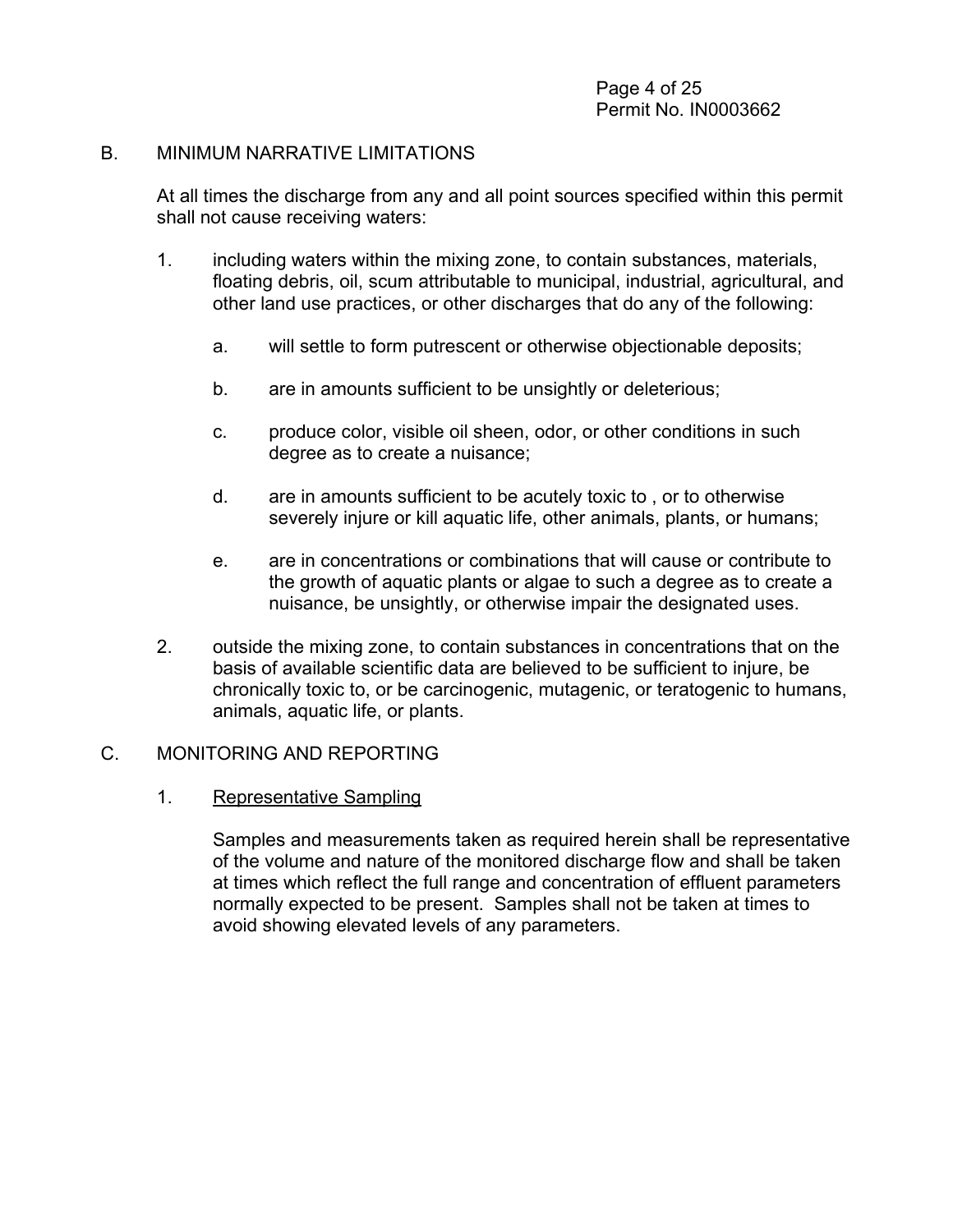## B. MINIMUM NARRATIVE LIMITATIONS

At all times the discharge from any and all point sources specified within this permit shall not cause receiving waters:

1. including waters within the mixing zone, to contain substances, materials, floating debris, oil, scum attributable to municipal, industrial, agricultural, and other land use practices, or other discharges that do any of the following:

   a. will settle to form putrescent or otherwise objectionable deposits;

   b. are in amounts sufficient to be unsightly or deleterious;

   c. produce color, visible oil sheen, odor, or other conditions in such degree as to create a nuisance;

   d. are in amounts sufficient to be acutely toxic to , or to otherwise severely injure or kill aquatic life, other animals, plants, or humans;

   e. are in concentrations or combinations that will cause or contribute to the growth of aquatic plants or algae to such a degree as to create a nuisance, be unsightly, or otherwise impair the designated uses.

2. outside the mixing zone, to contain substances in concentrations that on the basis of available scientific data are believed to be sufficient to injure, be chronically toxic to, or be carcinogenic, mutagenic, or teratogenic to humans, animals, aquatic life, or plants.

## C. MONITORING AND REPORTING

1. Representative Sampling

   Samples and measurements taken as required herein shall be representative of the volume and nature of the monitored discharge flow and shall be taken at times which reflect the full range and concentration of effluent parameters normally expected to be present. Samples shall not be taken at times to avoid showing elevated levels of any parameters.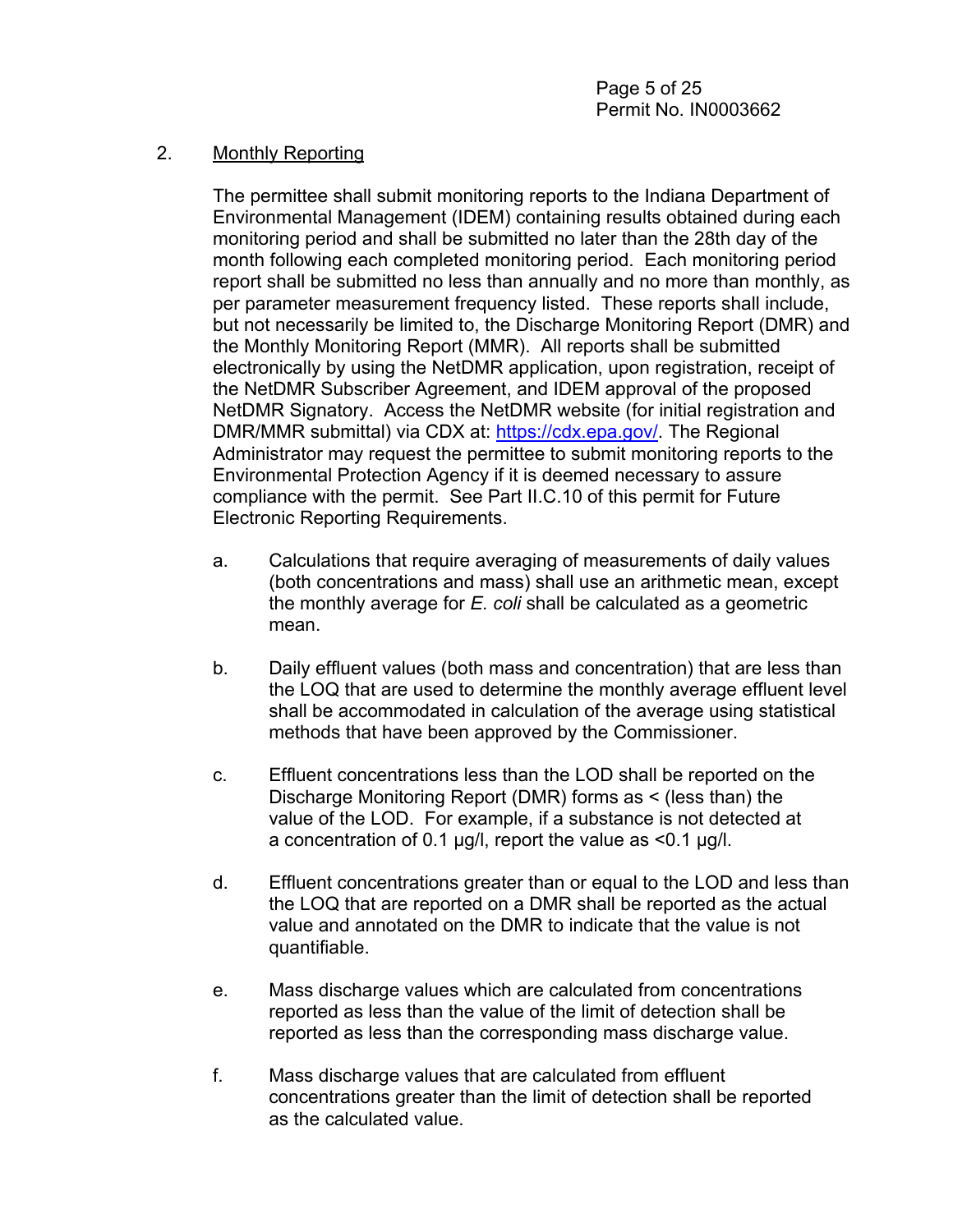2. <u>Monthly Reporting</u>

The permittee shall submit monitoring reports to the Indiana Department of Environmental Management (IDEM) containing results obtained during each monitoring period and shall be submitted no later than the 28th day of the month following each completed monitoring period. Each monitoring period report shall be submitted no less than annually and no more than monthly, as per parameter measurement frequency listed. These reports shall include, but not necessarily be limited to, the Discharge Monitoring Report (DMR) and the Monthly Monitoring Report (MMR). All reports shall be submitted electronically by using the NetDMR application, upon registration, receipt of the NetDMR Subscriber Agreement, and IDEM approval of the proposed NetDMR Signatory. Access the NetDMR website (for initial registration and DMR/MMR submittal) via CDX at: https://cdx.epa.gov/. The Regional Administrator may request the permittee to submit monitoring reports to the Environmental Protection Agency if it is deemed necessary to assure compliance with the permit. See Part II.C.10 of this permit for Future Electronic Reporting Requirements.

a. Calculations that require averaging of measurements of daily values (both concentrations and mass) shall use an arithmetic mean, except the monthly average for *E. coli* shall be calculated as a geometric mean.

b. Daily effluent values (both mass and concentration) that are less than the LOQ that are used to determine the monthly average effluent level shall be accommodated in calculation of the average using statistical methods that have been approved by the Commissioner.

c. Effluent concentrations less than the LOD shall be reported on the Discharge Monitoring Report (DMR) forms as < (less than) the value of the LOD. For example, if a substance is not detected at a concentration of 0.1 µg/l, report the value as <0.1 µg/l.

d. Effluent concentrations greater than or equal to the LOD and less than the LOQ that are reported on a DMR shall be reported as the actual value and annotated on the DMR to indicate that the value is not quantifiable.

e. Mass discharge values which are calculated from concentrations reported as less than the value of the limit of detection shall be reported as less than the corresponding mass discharge value.

f. Mass discharge values that are calculated from effluent concentrations greater than the limit of detection shall be reported as the calculated value.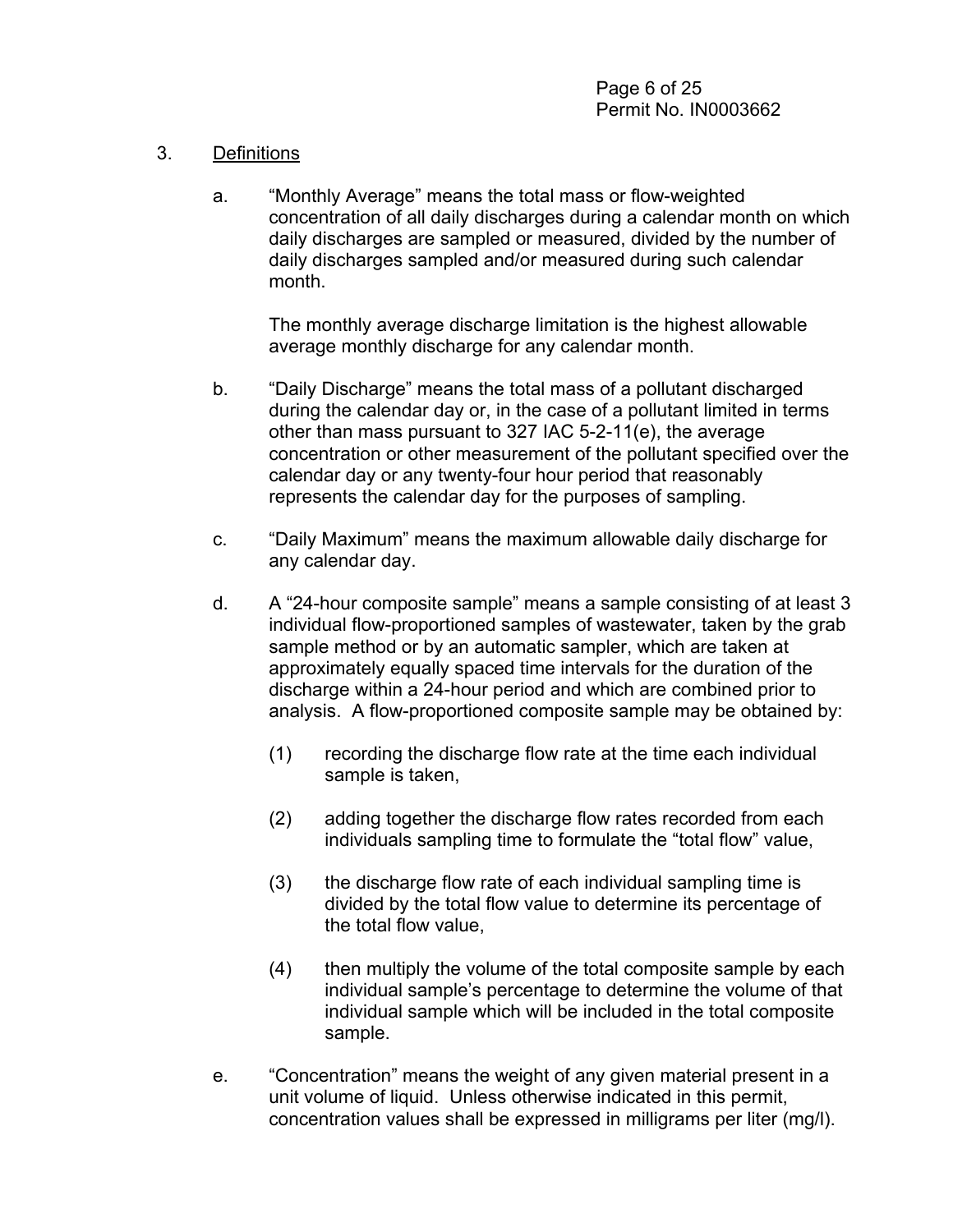3. Definitions

   a. "Monthly Average" means the total mass or flow-weighted concentration of all daily discharges during a calendar month on which daily discharges are sampled or measured, divided by the number of daily discharges sampled and/or measured during such calendar month.

      The monthly average discharge limitation is the highest allowable average monthly discharge for any calendar month.

   b. "Daily Discharge" means the total mass of a pollutant discharged during the calendar day or, in the case of a pollutant limited in terms other than mass pursuant to 327 IAC 5-2-11(e), the average concentration or other measurement of the pollutant specified over the calendar day or any twenty-four hour period that reasonably represents the calendar day for the purposes of sampling.

   c. "Daily Maximum" means the maximum allowable daily discharge for any calendar day.

   d. A "24-hour composite sample" means a sample consisting of at least 3 individual flow-proportioned samples of wastewater, taken by the grab sample method or by an automatic sampler, which are taken at approximately equally spaced time intervals for the duration of the discharge within a 24-hour period and which are combined prior to analysis. A flow-proportioned composite sample may be obtained by:

      (1) recording the discharge flow rate at the time each individual sample is taken,

      (2) adding together the discharge flow rates recorded from each individuals sampling time to formulate the "total flow" value,

      (3) the discharge flow rate of each individual sampling time is divided by the total flow value to determine its percentage of the total flow value,

      (4) then multiply the volume of the total composite sample by each individual sample's percentage to determine the volume of that individual sample which will be included in the total composite sample.

   e. "Concentration" means the weight of any given material present in a unit volume of liquid. Unless otherwise indicated in this permit, concentration values shall be expressed in milligrams per liter (mg/l).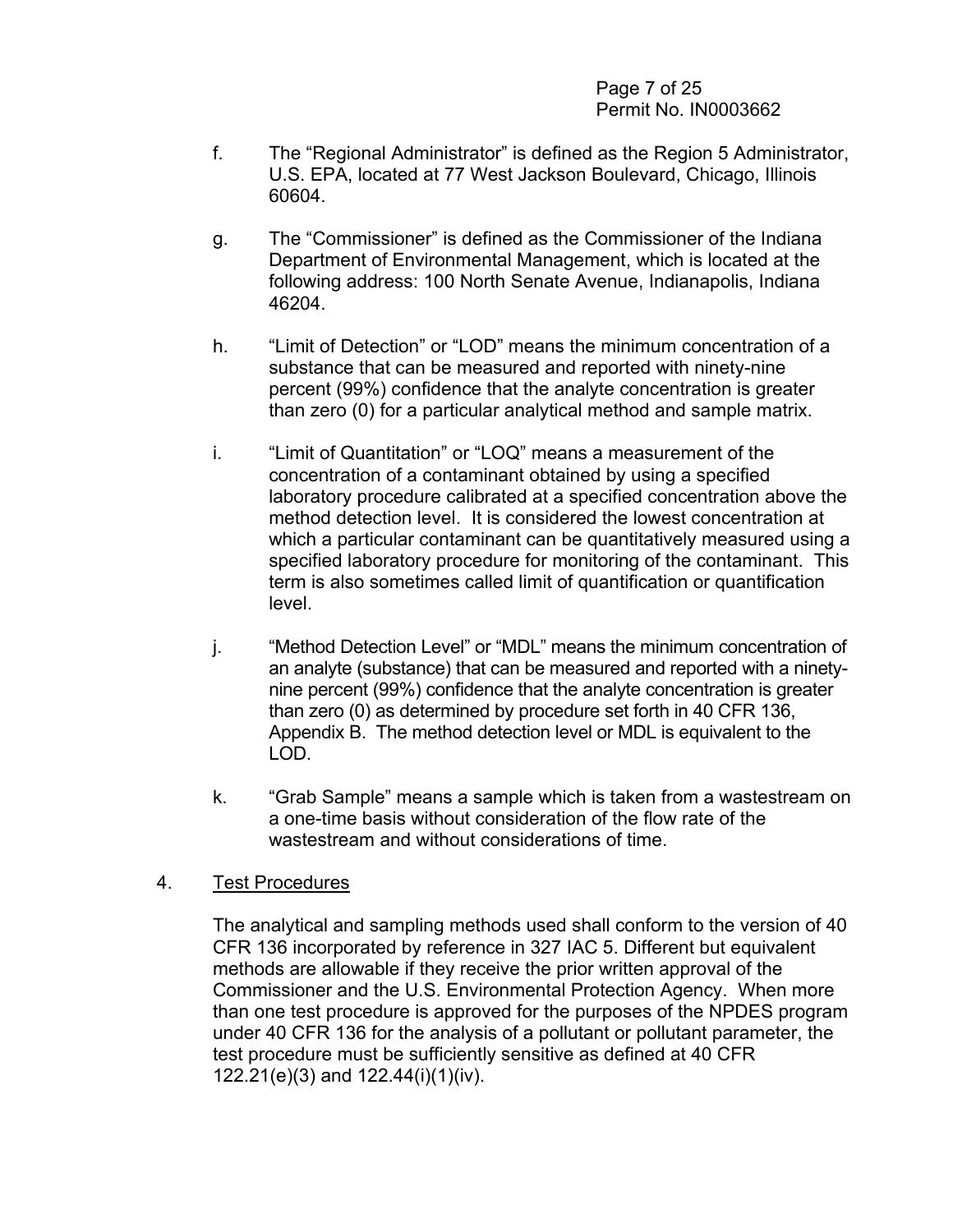f. The "Regional Administrator" is defined as the Region 5 Administrator, U.S. EPA, located at 77 West Jackson Boulevard, Chicago, Illinois 60604.

g. The "Commissioner" is defined as the Commissioner of the Indiana Department of Environmental Management, which is located at the following address: 100 North Senate Avenue, Indianapolis, Indiana 46204.

h. "Limit of Detection" or "LOD" means the minimum concentration of a substance that can be measured and reported with ninety-nine percent (99%) confidence that the analyte concentration is greater than zero (0) for a particular analytical method and sample matrix.

i. "Limit of Quantitation" or "LOQ" means a measurement of the concentration of a contaminant obtained by using a specified laboratory procedure calibrated at a specified concentration above the method detection level. It is considered the lowest concentration at which a particular contaminant can be quantitatively measured using a specified laboratory procedure for monitoring of the contaminant. This term is also sometimes called limit of quantification or quantification level.

j. "Method Detection Level" or "MDL" means the minimum concentration of an analyte (substance) that can be measured and reported with a ninety-nine percent (99%) confidence that the analyte concentration is greater than zero (0) as determined by procedure set forth in 40 CFR 136, Appendix B. The method detection level or MDL is equivalent to the LOD.

k. "Grab Sample" means a sample which is taken from a wastestream on a one-time basis without consideration of the flow rate of the wastestream and without considerations of time.

4. <u>Test Procedures</u>

The analytical and sampling methods used shall conform to the version of 40 CFR 136 incorporated by reference in 327 IAC 5. Different but equivalent methods are allowable if they receive the prior written approval of the Commissioner and the U.S. Environmental Protection Agency. When more than one test procedure is approved for the purposes of the NPDES program under 40 CFR 136 for the analysis of a pollutant or pollutant parameter, the test procedure must be sufficiently sensitive as defined at 40 CFR 122.21(e)(3) and 122.44(i)(1)(iv).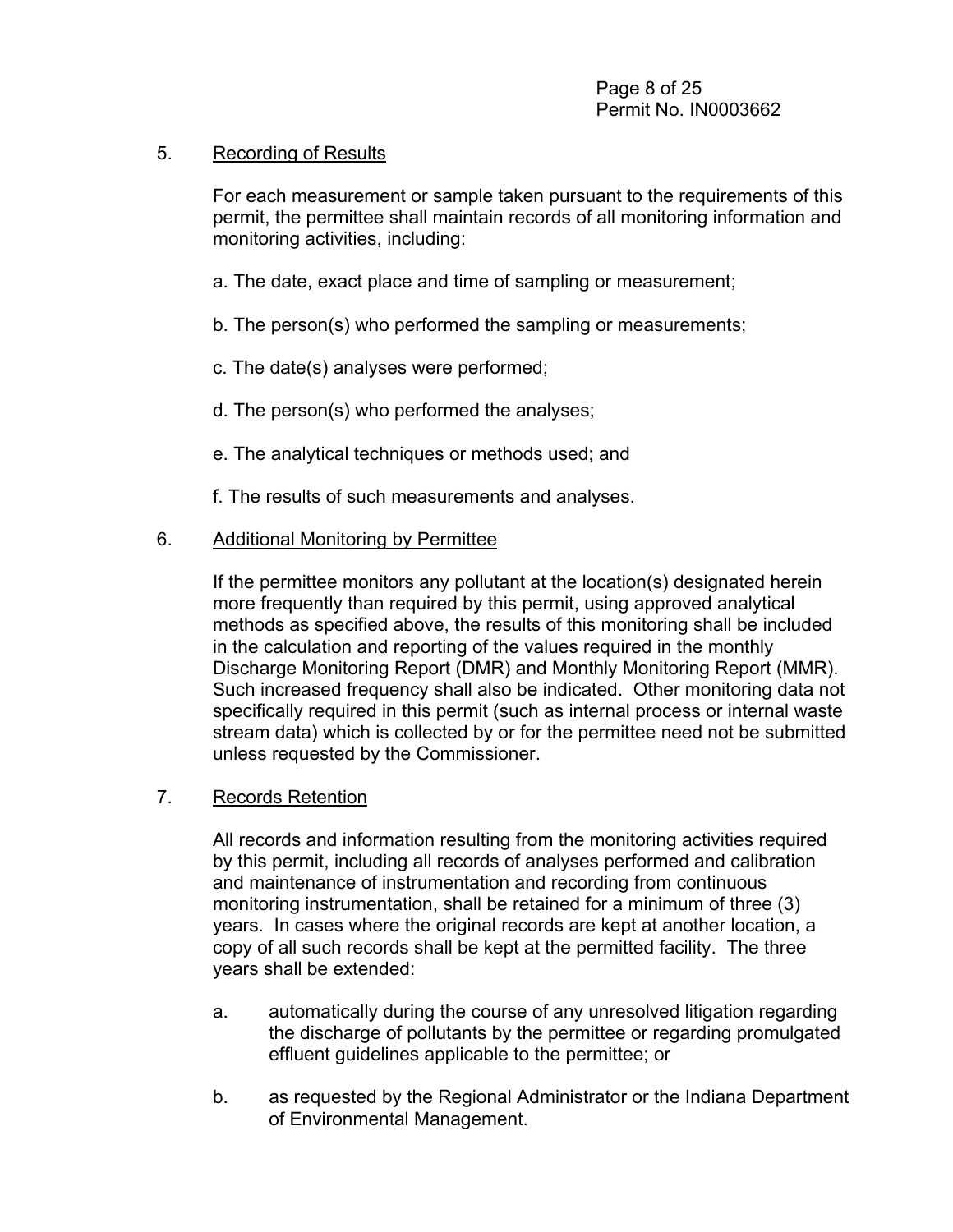5. <u>Recording of Results</u>

   For each measurement or sample taken pursuant to the requirements of this permit, the permittee shall maintain records of all monitoring information and monitoring activities, including:

   a. The date, exact place and time of sampling or measurement;

   b. The person(s) who performed the sampling or measurements;

   c. The date(s) analyses were performed;

   d. The person(s) who performed the analyses;

   e. The analytical techniques or methods used; and

   f. The results of such measurements and analyses.

6. <u>Additional Monitoring by Permittee</u>

   If the permittee monitors any pollutant at the location(s) designated herein more frequently than required by this permit, using approved analytical methods as specified above, the results of this monitoring shall be included in the calculation and reporting of the values required in the monthly Discharge Monitoring Report (DMR) and Monthly Monitoring Report (MMR). Such increased frequency shall also be indicated. Other monitoring data not specifically required in this permit (such as internal process or internal waste stream data) which is collected by or for the permittee need not be submitted unless requested by the Commissioner.

7. <u>Records Retention</u>

   All records and information resulting from the monitoring activities required by this permit, including all records of analyses performed and calibration and maintenance of instrumentation and recording from continuous monitoring instrumentation, shall be retained for a minimum of three (3) years. In cases where the original records are kept at another location, a copy of all such records shall be kept at the permitted facility. The three years shall be extended:

   a. automatically during the course of any unresolved litigation regarding the discharge of pollutants by the permittee or regarding promulgated effluent guidelines applicable to the permittee; or

   b. as requested by the Regional Administrator or the Indiana Department of Environmental Management.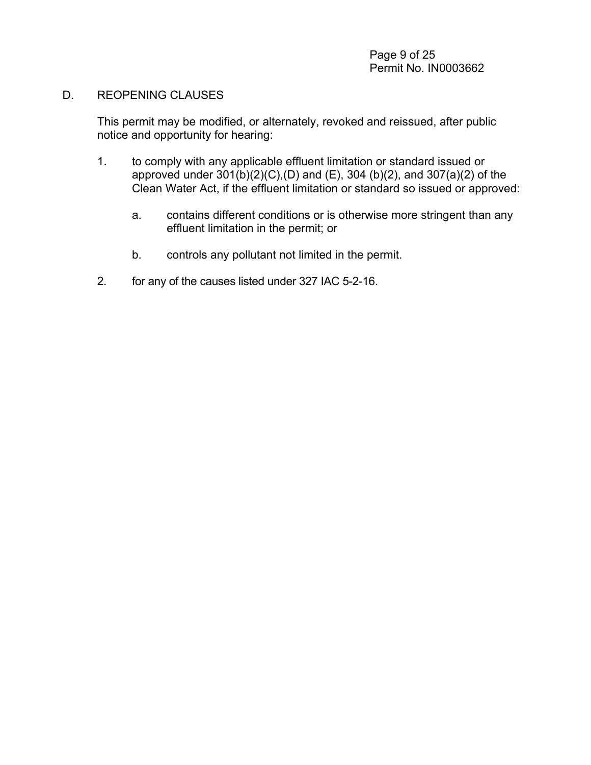## D. REOPENING CLAUSES

This permit may be modified, or alternately, revoked and reissued, after public notice and opportunity for hearing:

1. to comply with any applicable effluent limitation or standard issued or approved under 301(b)(2)(C),(D) and (E), 304 (b)(2), and 307(a)(2) of the Clean Water Act, if the effluent limitation or standard so issued or approved:

   a. contains different conditions or is otherwise more stringent than any effluent limitation in the permit; or

   b. controls any pollutant not limited in the permit.

2. for any of the causes listed under 327 IAC 5-2-16.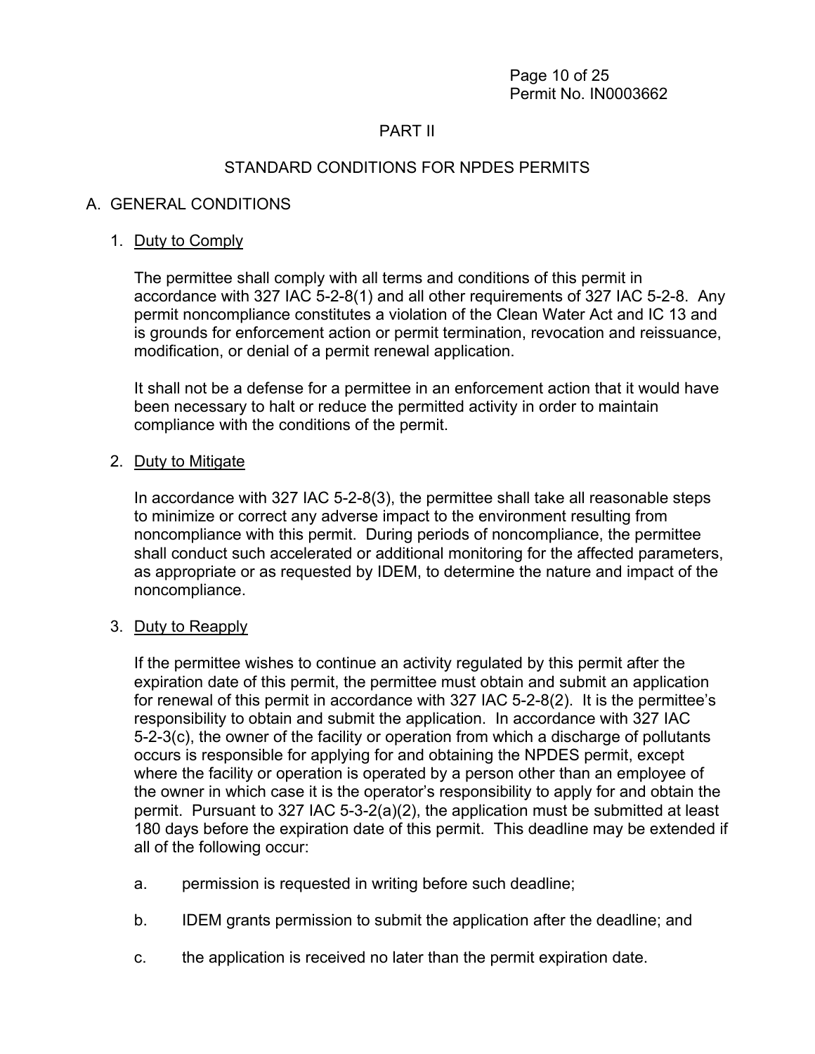# PART II

## STANDARD CONDITIONS FOR NPDES PERMITS

### A. GENERAL CONDITIONS

1. Duty to Comply

   The permittee shall comply with all terms and conditions of this permit in accordance with 327 IAC 5-2-8(1) and all other requirements of 327 IAC 5-2-8. Any permit noncompliance constitutes a violation of the Clean Water Act and IC 13 and is grounds for enforcement action or permit termination, revocation and reissuance, modification, or denial of a permit renewal application.

   It shall not be a defense for a permittee in an enforcement action that it would have been necessary to halt or reduce the permitted activity in order to maintain compliance with the conditions of the permit.

2. Duty to Mitigate

   In accordance with 327 IAC 5-2-8(3), the permittee shall take all reasonable steps to minimize or correct any adverse impact to the environment resulting from noncompliance with this permit. During periods of noncompliance, the permittee shall conduct such accelerated or additional monitoring for the affected parameters, as appropriate or as requested by IDEM, to determine the nature and impact of the noncompliance.

3. Duty to Reapply

   If the permittee wishes to continue an activity regulated by this permit after the expiration date of this permit, the permittee must obtain and submit an application for renewal of this permit in accordance with 327 IAC 5-2-8(2). It is the permittee's responsibility to obtain and submit the application. In accordance with 327 IAC 5-2-3(c), the owner of the facility or operation from which a discharge of pollutants occurs is responsible for applying for and obtaining the NPDES permit, except where the facility or operation is operated by a person other than an employee of the owner in which case it is the operator's responsibility to apply for and obtain the permit. Pursuant to 327 IAC 5-3-2(a)(2), the application must be submitted at least 180 days before the expiration date of this permit. This deadline may be extended if all of the following occur:

   a. permission is requested in writing before such deadline;

   b. IDEM grants permission to submit the application after the deadline; and

   c. the application is received no later than the permit expiration date.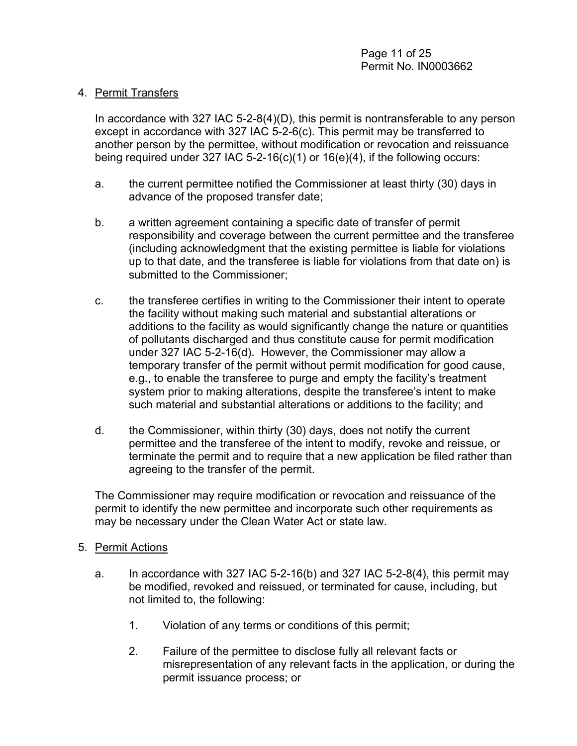4. Permit Transfers

   In accordance with 327 IAC 5-2-8(4)(D), this permit is nontransferable to any person except in accordance with 327 IAC 5-2-6(c). This permit may be transferred to another person by the permittee, without modification or revocation and reissuance being required under 327 IAC 5-2-16(c)(1) or 16(e)(4), if the following occurs:

   a. the current permittee notified the Commissioner at least thirty (30) days in advance of the proposed transfer date;

   b. a written agreement containing a specific date of transfer of permit responsibility and coverage between the current permittee and the transferee (including acknowledgment that the existing permittee is liable for violations up to that date, and the transferee is liable for violations from that date on) is submitted to the Commissioner;

   c. the transferee certifies in writing to the Commissioner their intent to operate the facility without making such material and substantial alterations or additions to the facility as would significantly change the nature or quantities of pollutants discharged and thus constitute cause for permit modification under 327 IAC 5-2-16(d). However, the Commissioner may allow a temporary transfer of the permit without permit modification for good cause, e.g., to enable the transferee to purge and empty the facility's treatment system prior to making alterations, despite the transferee's intent to make such material and substantial alterations or additions to the facility; and

   d. the Commissioner, within thirty (30) days, does not notify the current permittee and the transferee of the intent to modify, revoke and reissue, or terminate the permit and to require that a new application be filed rather than agreeing to the transfer of the permit.

   The Commissioner may require modification or revocation and reissuance of the permit to identify the new permittee and incorporate such other requirements as may be necessary under the Clean Water Act or state law.

5. Permit Actions

   a. In accordance with 327 IAC 5-2-16(b) and 327 IAC 5-2-8(4), this permit may be modified, revoked and reissued, or terminated for cause, including, but not limited to, the following:

      1. Violation of any terms or conditions of this permit;

      2. Failure of the permittee to disclose fully all relevant facts or misrepresentation of any relevant facts in the application, or during the permit issuance process; or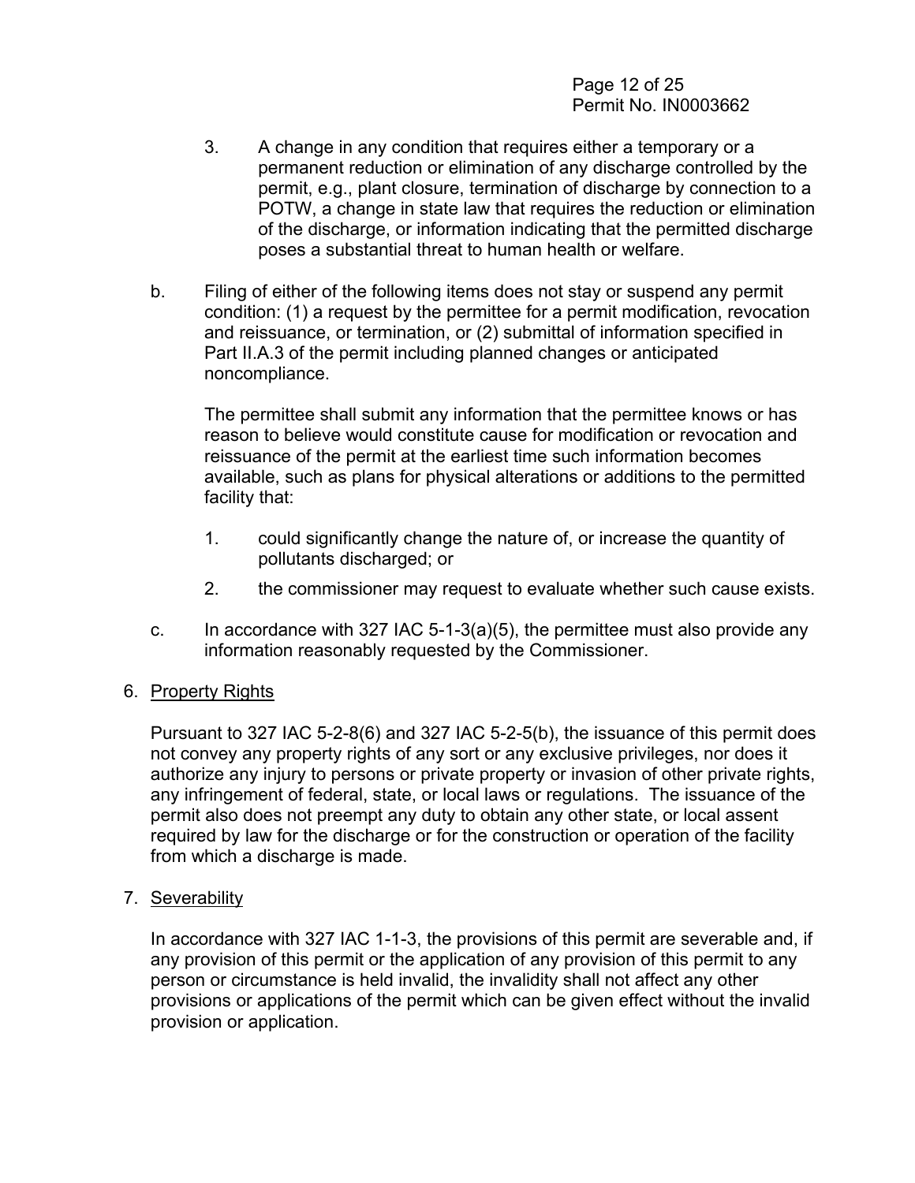3. A change in any condition that requires either a temporary or a permanent reduction or elimination of any discharge controlled by the permit, e.g., plant closure, termination of discharge by connection to a POTW, a change in state law that requires the reduction or elimination of the discharge, or information indicating that the permitted discharge poses a substantial threat to human health or welfare.

b. Filing of either of the following items does not stay or suspend any permit condition: (1) a request by the permittee for a permit modification, revocation and reissuance, or termination, or (2) submittal of information specified in Part II.A.3 of the permit including planned changes or anticipated noncompliance.

   The permittee shall submit any information that the permittee knows or has reason to believe would constitute cause for modification or revocation and reissuance of the permit at the earliest time such information becomes available, such as plans for physical alterations or additions to the permitted facility that:

   1. could significantly change the nature of, or increase the quantity of pollutants discharged; or

   2. the commissioner may request to evaluate whether such cause exists.

c. In accordance with 327 IAC 5-1-3(a)(5), the permittee must also provide any information reasonably requested by the Commissioner.

6. <u>Property Rights</u>

   Pursuant to 327 IAC 5-2-8(6) and 327 IAC 5-2-5(b), the issuance of this permit does not convey any property rights of any sort or any exclusive privileges, nor does it authorize any injury to persons or private property or invasion of other private rights, any infringement of federal, state, or local laws or regulations. The issuance of the permit also does not preempt any duty to obtain any other state, or local assent required by law for the discharge or for the construction or operation of the facility from which a discharge is made.

7. <u>Severability</u>

   In accordance with 327 IAC 1-1-3, the provisions of this permit are severable and, if any provision of this permit or the application of any provision of this permit to any person or circumstance is held invalid, the invalidity shall not affect any other provisions or applications of the permit which can be given effect without the invalid provision or application.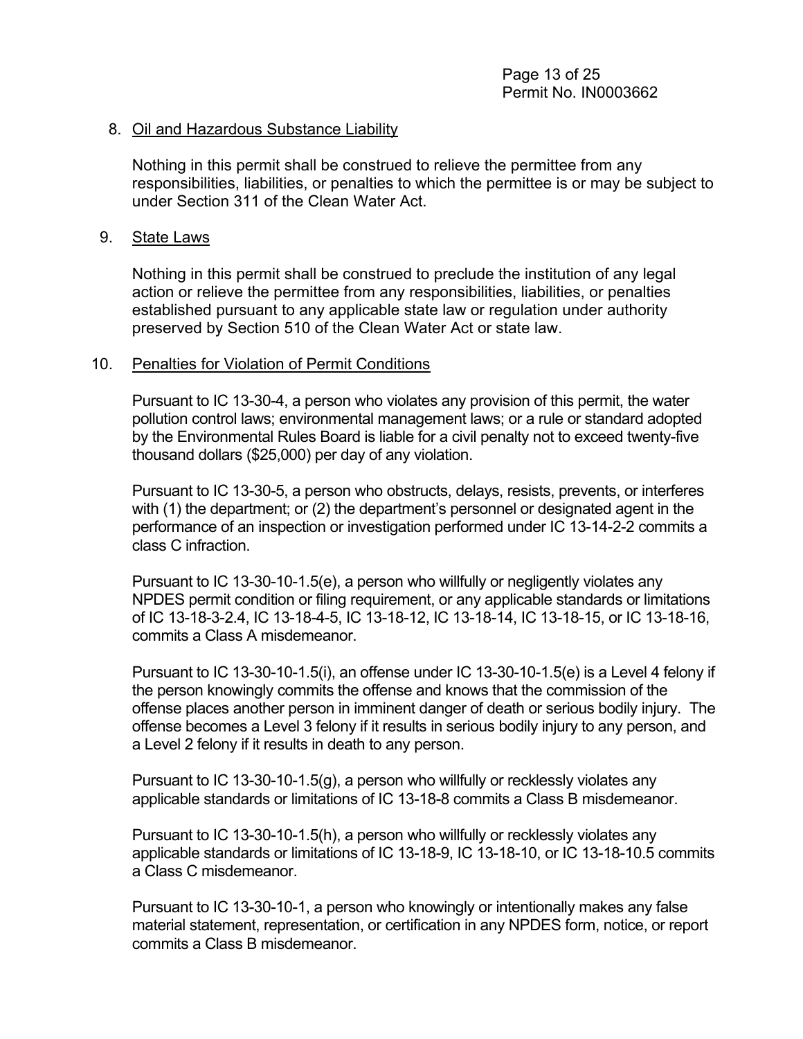8. Oil and Hazardous Substance Liability

   Nothing in this permit shall be construed to relieve the permittee from any responsibilities, liabilities, or penalties to which the permittee is or may be subject to under Section 311 of the Clean Water Act.

9. State Laws

   Nothing in this permit shall be construed to preclude the institution of any legal action or relieve the permittee from any responsibilities, liabilities, or penalties established pursuant to any applicable state law or regulation under authority preserved by Section 510 of the Clean Water Act or state law.

10. Penalties for Violation of Permit Conditions

    Pursuant to IC 13-30-4, a person who violates any provision of this permit, the water pollution control laws; environmental management laws; or a rule or standard adopted by the Environmental Rules Board is liable for a civil penalty not to exceed twenty-five thousand dollars ($25,000) per day of any violation.

    Pursuant to IC 13-30-5, a person who obstructs, delays, resists, prevents, or interferes with (1) the department; or (2) the department's personnel or designated agent in the performance of an inspection or investigation performed under IC 13-14-2-2 commits a class C infraction.

    Pursuant to IC 13-30-10-1.5(e), a person who willfully or negligently violates any NPDES permit condition or filing requirement, or any applicable standards or limitations of IC 13-18-3-2.4, IC 13-18-4-5, IC 13-18-12, IC 13-18-14, IC 13-18-15, or IC 13-18-16, commits a Class A misdemeanor.

    Pursuant to IC 13-30-10-1.5(i), an offense under IC 13-30-10-1.5(e) is a Level 4 felony if the person knowingly commits the offense and knows that the commission of the offense places another person in imminent danger of death or serious bodily injury. The offense becomes a Level 3 felony if it results in serious bodily injury to any person, and a Level 2 felony if it results in death to any person.

    Pursuant to IC 13-30-10-1.5(g), a person who willfully or recklessly violates any applicable standards or limitations of IC 13-18-8 commits a Class B misdemeanor.

    Pursuant to IC 13-30-10-1.5(h), a person who willfully or recklessly violates any applicable standards or limitations of IC 13-18-9, IC 13-18-10, or IC 13-18-10.5 commits a Class C misdemeanor.

    Pursuant to IC 13-30-10-1, a person who knowingly or intentionally makes any false material statement, representation, or certification in any NPDES form, notice, or report commits a Class B misdemeanor.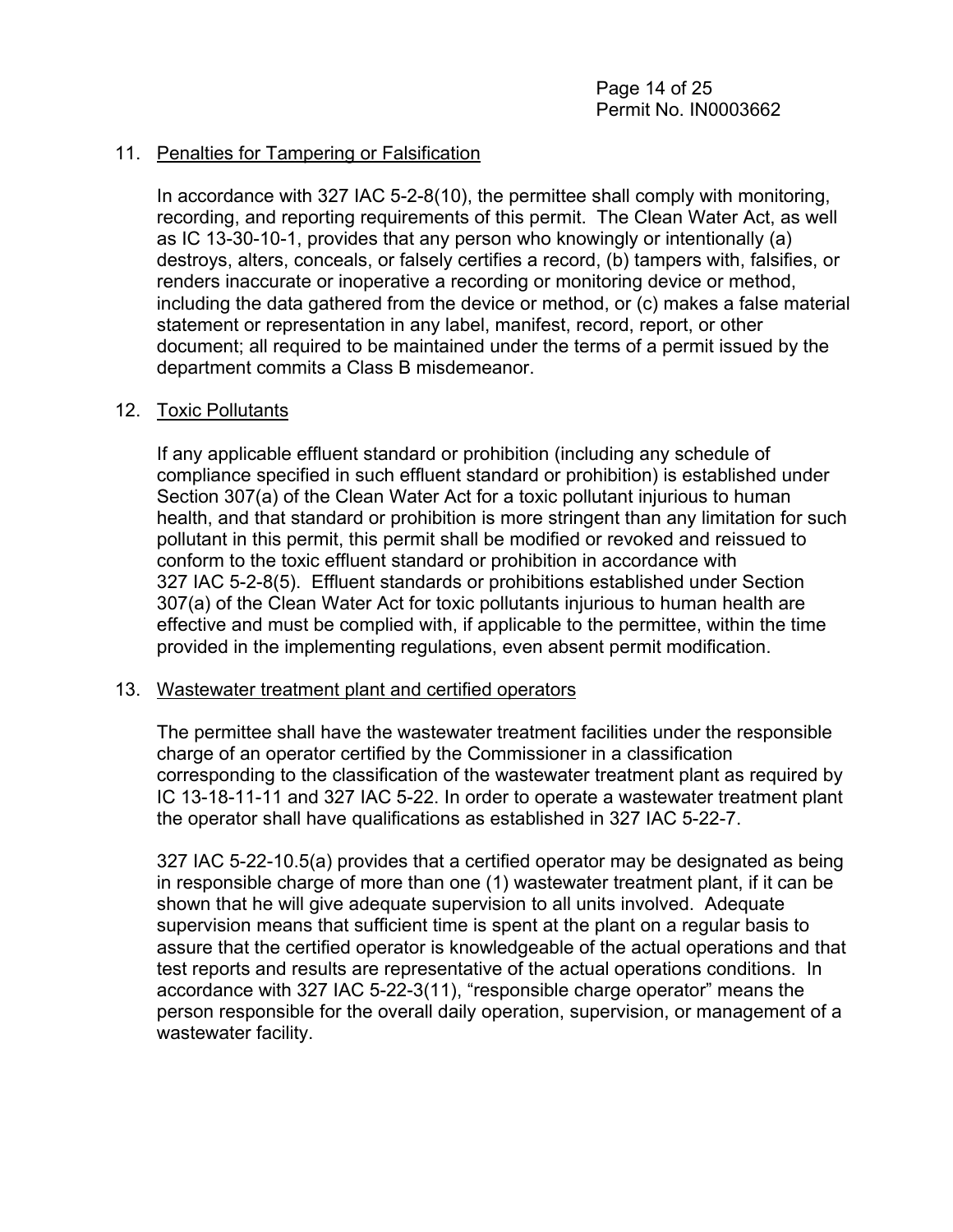11. Penalties for Tampering or Falsification

    In accordance with 327 IAC 5-2-8(10), the permittee shall comply with monitoring, recording, and reporting requirements of this permit. The Clean Water Act, as well as IC 13-30-10-1, provides that any person who knowingly or intentionally (a) destroys, alters, conceals, or falsely certifies a record, (b) tampers with, falsifies, or renders inaccurate or inoperative a recording or monitoring device or method, including the data gathered from the device or method, or (c) makes a false material statement or representation in any label, manifest, record, report, or other document; all required to be maintained under the terms of a permit issued by the department commits a Class B misdemeanor.

12. Toxic Pollutants

    If any applicable effluent standard or prohibition (including any schedule of compliance specified in such effluent standard or prohibition) is established under Section 307(a) of the Clean Water Act for a toxic pollutant injurious to human health, and that standard or prohibition is more stringent than any limitation for such pollutant in this permit, this permit shall be modified or revoked and reissued to conform to the toxic effluent standard or prohibition in accordance with 327 IAC 5-2-8(5). Effluent standards or prohibitions established under Section 307(a) of the Clean Water Act for toxic pollutants injurious to human health are effective and must be complied with, if applicable to the permittee, within the time provided in the implementing regulations, even absent permit modification.

13. Wastewater treatment plant and certified operators

    The permittee shall have the wastewater treatment facilities under the responsible charge of an operator certified by the Commissioner in a classification corresponding to the classification of the wastewater treatment plant as required by IC 13-18-11-11 and 327 IAC 5-22. In order to operate a wastewater treatment plant the operator shall have qualifications as established in 327 IAC 5-22-7.

    327 IAC 5-22-10.5(a) provides that a certified operator may be designated as being in responsible charge of more than one (1) wastewater treatment plant, if it can be shown that he will give adequate supervision to all units involved. Adequate supervision means that sufficient time is spent at the plant on a regular basis to assure that the certified operator is knowledgeable of the actual operations and that test reports and results are representative of the actual operations conditions. In accordance with 327 IAC 5-22-3(11), "responsible charge operator" means the person responsible for the overall daily operation, supervision, or management of a wastewater facility.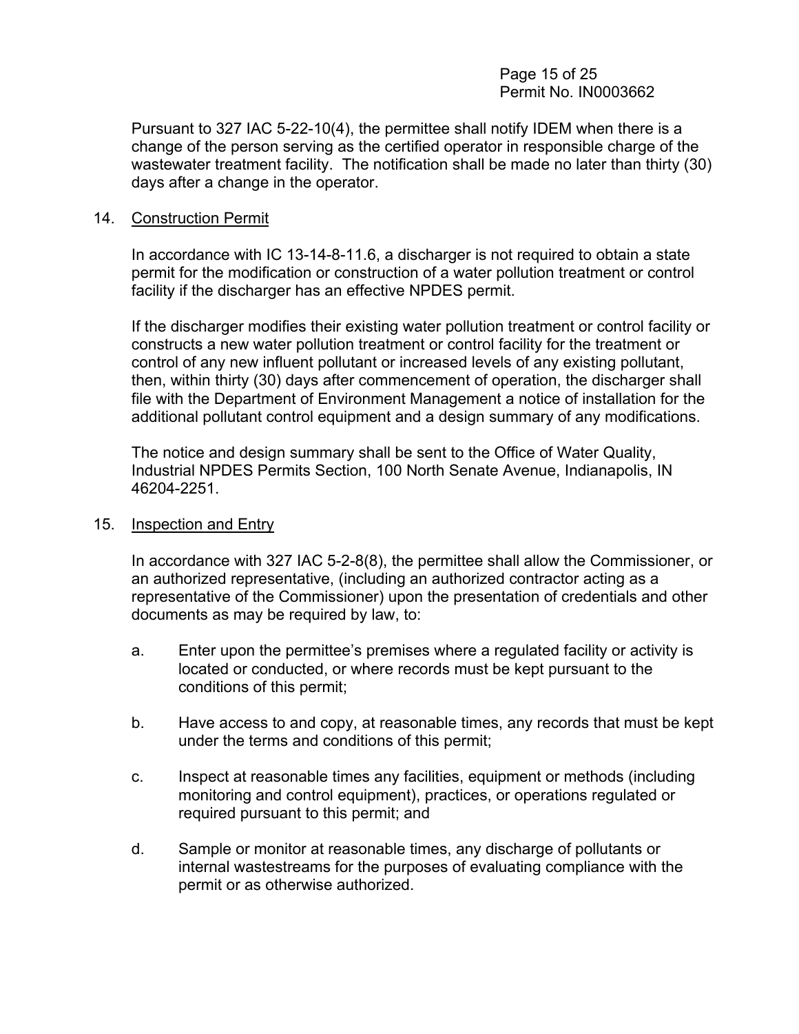Pursuant to 327 IAC 5-22-10(4), the permittee shall notify IDEM when there is a change of the person serving as the certified operator in responsible charge of the wastewater treatment facility. The notification shall be made no later than thirty (30) days after a change in the operator.

14. Construction Permit

In accordance with IC 13-14-8-11.6, a discharger is not required to obtain a state permit for the modification or construction of a water pollution treatment or control facility if the discharger has an effective NPDES permit.

If the discharger modifies their existing water pollution treatment or control facility or constructs a new water pollution treatment or control facility for the treatment or control of any new influent pollutant or increased levels of any existing pollutant, then, within thirty (30) days after commencement of operation, the discharger shall file with the Department of Environment Management a notice of installation for the additional pollutant control equipment and a design summary of any modifications.

The notice and design summary shall be sent to the Office of Water Quality, Industrial NPDES Permits Section, 100 North Senate Avenue, Indianapolis, IN 46204-2251.

15. Inspection and Entry

In accordance with 327 IAC 5-2-8(8), the permittee shall allow the Commissioner, or an authorized representative, (including an authorized contractor acting as a representative of the Commissioner) upon the presentation of credentials and other documents as may be required by law, to:

a. Enter upon the permittee's premises where a regulated facility or activity is located or conducted, or where records must be kept pursuant to the conditions of this permit;

b. Have access to and copy, at reasonable times, any records that must be kept under the terms and conditions of this permit;

c. Inspect at reasonable times any facilities, equipment or methods (including monitoring and control equipment), practices, or operations regulated or required pursuant to this permit; and

d. Sample or monitor at reasonable times, any discharge of pollutants or internal wastestreams for the purposes of evaluating compliance with the permit or as otherwise authorized.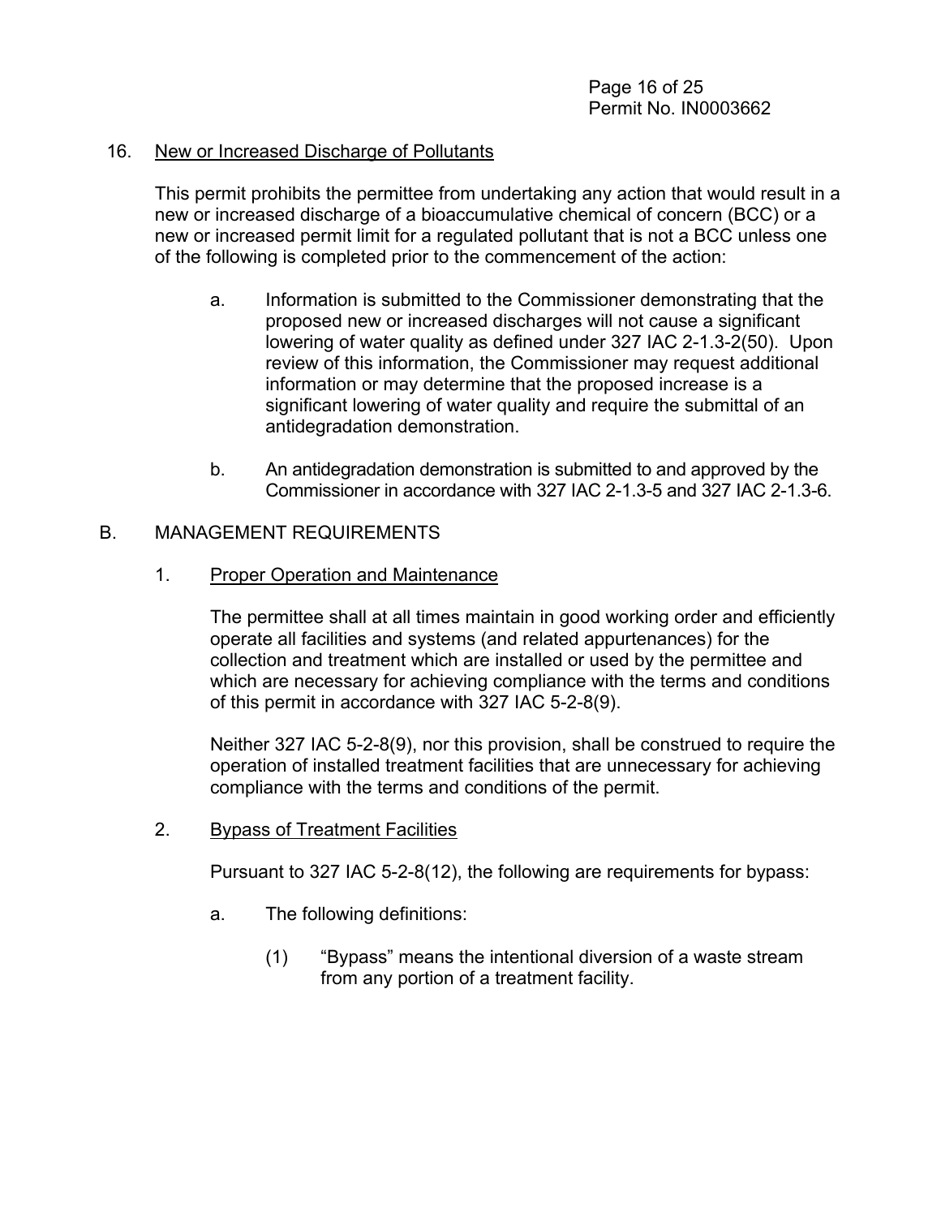16. New or Increased Discharge of Pollutants

    This permit prohibits the permittee from undertaking any action that would result in a new or increased discharge of a bioaccumulative chemical of concern (BCC) or a new or increased permit limit for a regulated pollutant that is not a BCC unless one of the following is completed prior to the commencement of the action:

    a. Information is submitted to the Commissioner demonstrating that the proposed new or increased discharges will not cause a significant lowering of water quality as defined under 327 IAC 2-1.3-2(50). Upon review of this information, the Commissioner may request additional information or may determine that the proposed increase is a significant lowering of water quality and require the submittal of an antidegradation demonstration.

    b. An antidegradation demonstration is submitted to and approved by the Commissioner in accordance with 327 IAC 2-1.3-5 and 327 IAC 2-1.3-6.

B. MANAGEMENT REQUIREMENTS

1. Proper Operation and Maintenance

   The permittee shall at all times maintain in good working order and efficiently operate all facilities and systems (and related appurtenances) for the collection and treatment which are installed or used by the permittee and which are necessary for achieving compliance with the terms and conditions of this permit in accordance with 327 IAC 5-2-8(9).

   Neither 327 IAC 5-2-8(9), nor this provision, shall be construed to require the operation of installed treatment facilities that are unnecessary for achieving compliance with the terms and conditions of the permit.

2. Bypass of Treatment Facilities

   Pursuant to 327 IAC 5-2-8(12), the following are requirements for bypass:

   a. The following definitions:

      (1) "Bypass" means the intentional diversion of a waste stream from any portion of a treatment facility.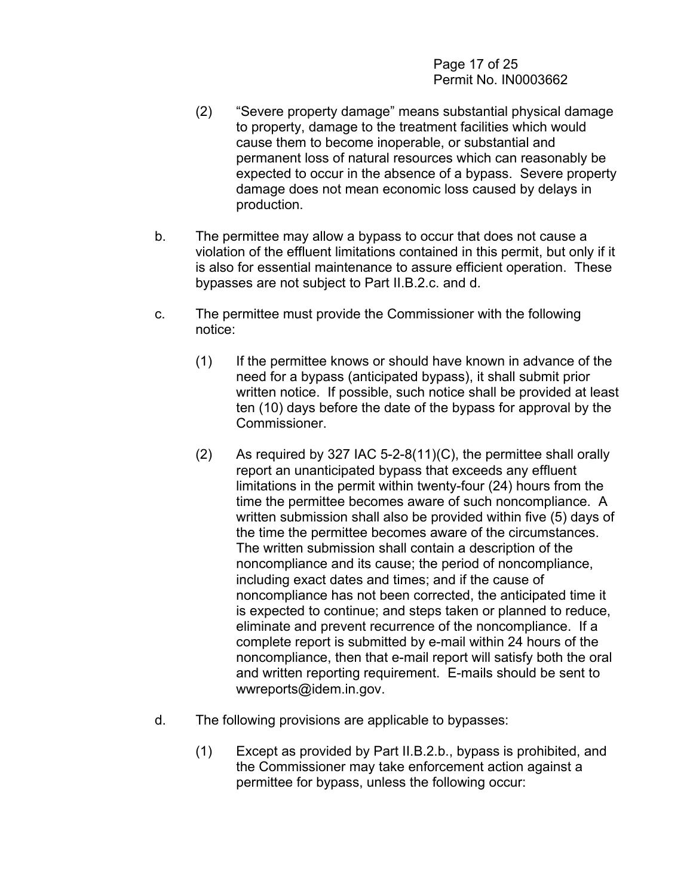(2) "Severe property damage" means substantial physical damage to property, damage to the treatment facilities which would cause them to become inoperable, or substantial and permanent loss of natural resources which can reasonably be expected to occur in the absence of a bypass. Severe property damage does not mean economic loss caused by delays in production.

b. The permittee may allow a bypass to occur that does not cause a violation of the effluent limitations contained in this permit, but only if it is also for essential maintenance to assure efficient operation. These bypasses are not subject to Part II.B.2.c. and d.

c. The permittee must provide the Commissioner with the following notice:

(1) If the permittee knows or should have known in advance of the need for a bypass (anticipated bypass), it shall submit prior written notice. If possible, such notice shall be provided at least ten (10) days before the date of the bypass for approval by the Commissioner.

(2) As required by 327 IAC 5-2-8(11)(C), the permittee shall orally report an unanticipated bypass that exceeds any effluent limitations in the permit within twenty-four (24) hours from the time the permittee becomes aware of such noncompliance. A written submission shall also be provided within five (5) days of the time the permittee becomes aware of the circumstances. The written submission shall contain a description of the noncompliance and its cause; the period of noncompliance, including exact dates and times; and if the cause of noncompliance has not been corrected, the anticipated time it is expected to continue; and steps taken or planned to reduce, eliminate and prevent recurrence of the noncompliance. If a complete report is submitted by e-mail within 24 hours of the noncompliance, then that e-mail report will satisfy both the oral and written reporting requirement. E-mails should be sent to wwreports@idem.in.gov.

d. The following provisions are applicable to bypasses:

(1) Except as provided by Part II.B.2.b., bypass is prohibited, and the Commissioner may take enforcement action against a permittee for bypass, unless the following occur: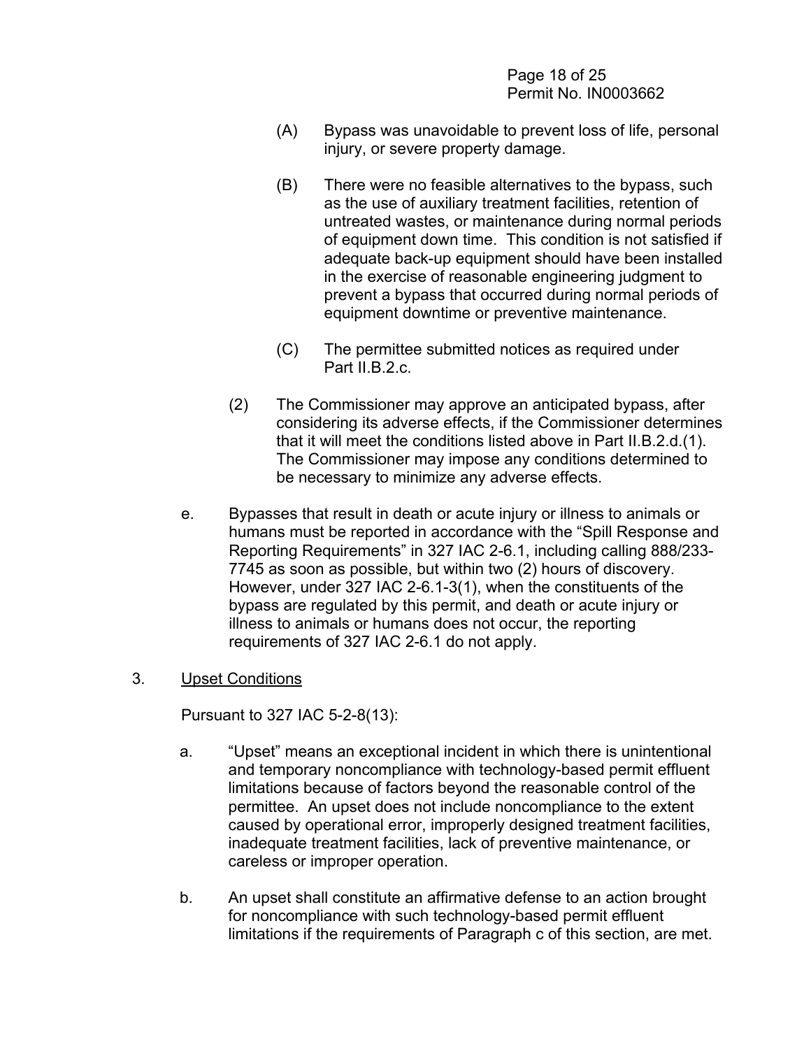(A) Bypass was unavoidable to prevent loss of life, personal injury, or severe property damage.

(B) There were no feasible alternatives to the bypass, such as the use of auxiliary treatment facilities, retention of untreated wastes, or maintenance during normal periods of equipment down time. This condition is not satisfied if adequate back-up equipment should have been installed in the exercise of reasonable engineering judgment to prevent a bypass that occurred during normal periods of equipment downtime or preventive maintenance.

(C) The permittee submitted notices as required under Part II.B.2.c.

(2) The Commissioner may approve an anticipated bypass, after considering its adverse effects, if the Commissioner determines that it will meet the conditions listed above in Part II.B.2.d.(1). The Commissioner may impose any conditions determined to be necessary to minimize any adverse effects.

e. Bypasses that result in death or acute injury or illness to animals or humans must be reported in accordance with the "Spill Response and Reporting Requirements" in 327 IAC 2-6.1, including calling 888/233-7745 as soon as possible, but within two (2) hours of discovery. However, under 327 IAC 2-6.1-3(1), when the constituents of the bypass are regulated by this permit, and death or acute injury or illness to animals or humans does not occur, the reporting requirements of 327 IAC 2-6.1 do not apply.

3. Upset Conditions

Pursuant to 327 IAC 5-2-8(13):

a. "Upset" means an exceptional incident in which there is unintentional and temporary noncompliance with technology-based permit effluent limitations because of factors beyond the reasonable control of the permittee. An upset does not include noncompliance to the extent caused by operational error, improperly designed treatment facilities, inadequate treatment facilities, lack of preventive maintenance, or careless or improper operation.

b. An upset shall constitute an affirmative defense to an action brought for noncompliance with such technology-based permit effluent limitations if the requirements of Paragraph c of this section, are met.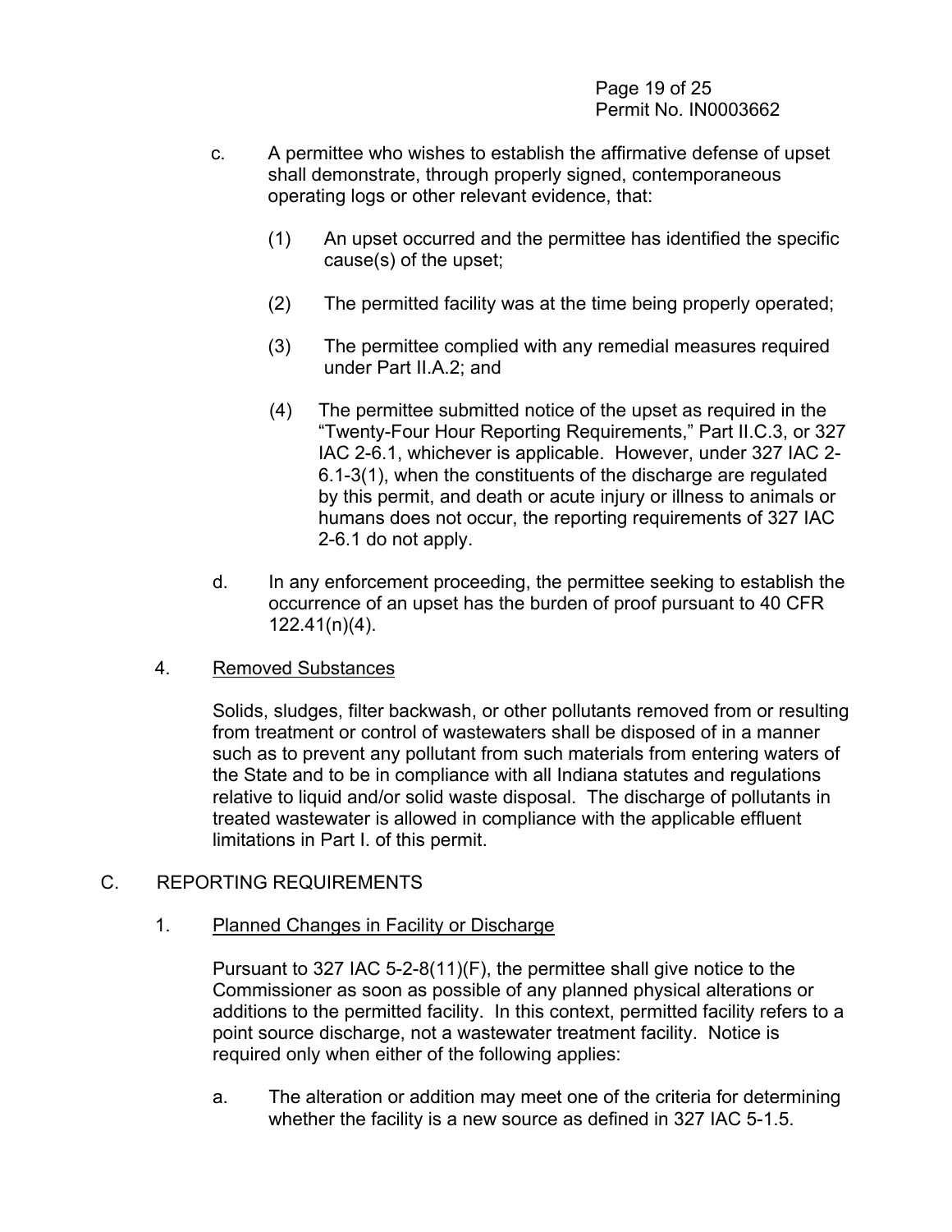c. A permittee who wishes to establish the affirmative defense of upset shall demonstrate, through properly signed, contemporaneous operating logs or other relevant evidence, that:

   (1) An upset occurred and the permittee has identified the specific cause(s) of the upset;

   (2) The permitted facility was at the time being properly operated;

   (3) The permittee complied with any remedial measures required under Part II.A.2; and

   (4) The permittee submitted notice of the upset as required in the "Twenty-Four Hour Reporting Requirements," Part II.C.3, or 327 IAC 2-6.1, whichever is applicable. However, under 327 IAC 2-6.1-3(1), when the constituents of the discharge are regulated by this permit, and death or acute injury or illness to animals or humans does not occur, the reporting requirements of 327 IAC 2-6.1 do not apply.

d. In any enforcement proceeding, the permittee seeking to establish the occurrence of an upset has the burden of proof pursuant to 40 CFR 122.41(n)(4).

4. <u>Removed Substances</u>

   Solids, sludges, filter backwash, or other pollutants removed from or resulting from treatment or control of wastewaters shall be disposed of in a manner such as to prevent any pollutant from such materials from entering waters of the State and to be in compliance with all Indiana statutes and regulations relative to liquid and/or solid waste disposal. The discharge of pollutants in treated wastewater is allowed in compliance with the applicable effluent limitations in Part I. of this permit.

C. REPORTING REQUIREMENTS

1. <u>Planned Changes in Facility or Discharge</u>

   Pursuant to 327 IAC 5-2-8(11)(F), the permittee shall give notice to the Commissioner as soon as possible of any planned physical alterations or additions to the permitted facility. In this context, permitted facility refers to a point source discharge, not a wastewater treatment facility. Notice is required only when either of the following applies:

   a. The alteration or addition may meet one of the criteria for determining whether the facility is a new source as defined in 327 IAC 5-1.5.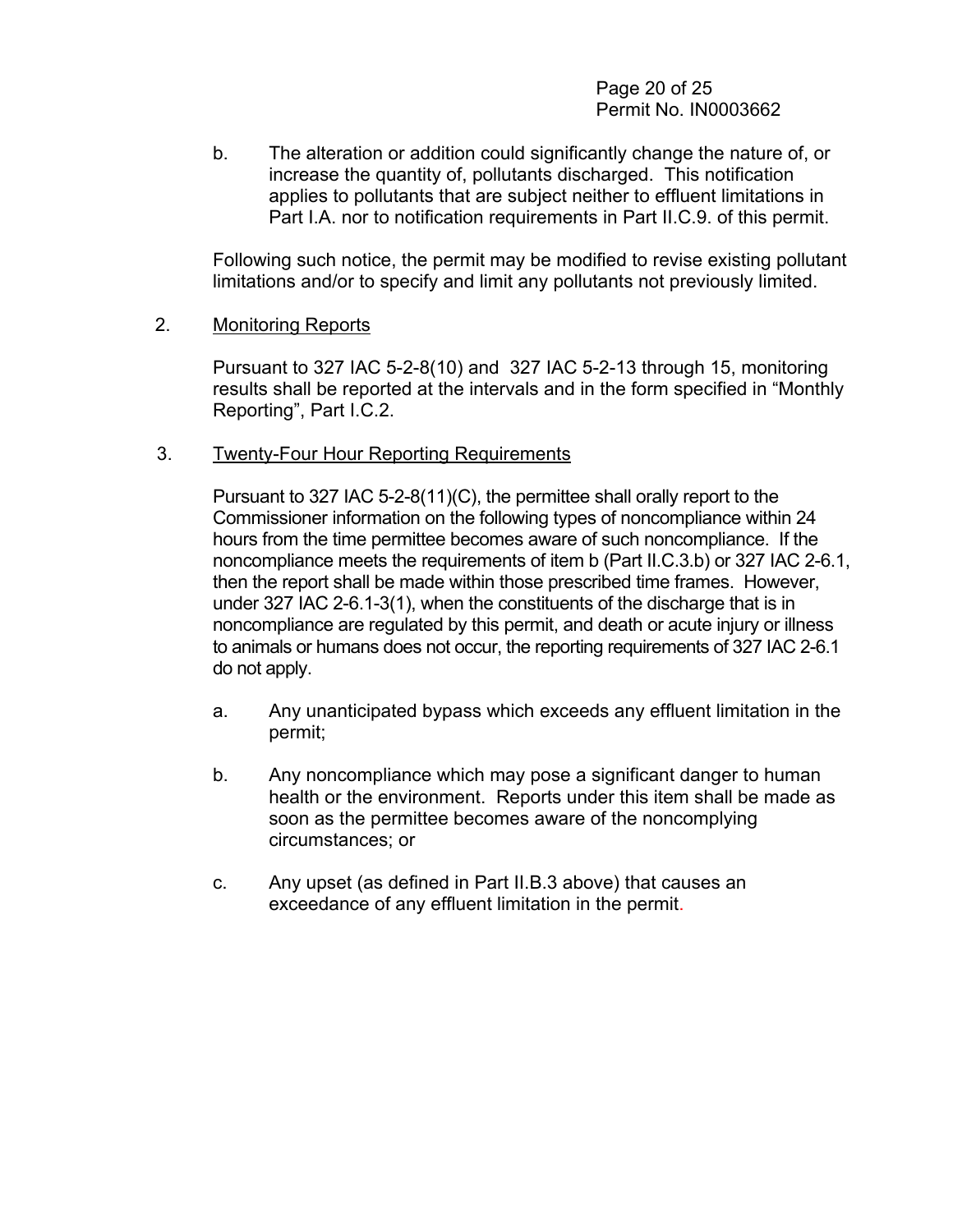b. The alteration or addition could significantly change the nature of, or increase the quantity of, pollutants discharged. This notification applies to pollutants that are subject neither to effluent limitations in Part I.A. nor to notification requirements in Part II.C.9. of this permit.

Following such notice, the permit may be modified to revise existing pollutant limitations and/or to specify and limit any pollutants not previously limited.

2. Monitoring Reports

Pursuant to 327 IAC 5-2-8(10) and 327 IAC 5-2-13 through 15, monitoring results shall be reported at the intervals and in the form specified in "Monthly Reporting", Part I.C.2.

3. Twenty-Four Hour Reporting Requirements

Pursuant to 327 IAC 5-2-8(11)(C), the permittee shall orally report to the Commissioner information on the following types of noncompliance within 24 hours from the time permittee becomes aware of such noncompliance. If the noncompliance meets the requirements of item b (Part II.C.3.b) or 327 IAC 2-6.1, then the report shall be made within those prescribed time frames. However, under 327 IAC 2-6.1-3(1), when the constituents of the discharge that is in noncompliance are regulated by this permit, and death or acute injury or illness to animals or humans does not occur, the reporting requirements of 327 IAC 2-6.1 do not apply.

a. Any unanticipated bypass which exceeds any effluent limitation in the permit;

b. Any noncompliance which may pose a significant danger to human health or the environment. Reports under this item shall be made as soon as the permittee becomes aware of the noncomplying circumstances; or

c. Any upset (as defined in Part II.B.3 above) that causes an exceedance of any effluent limitation in the permit.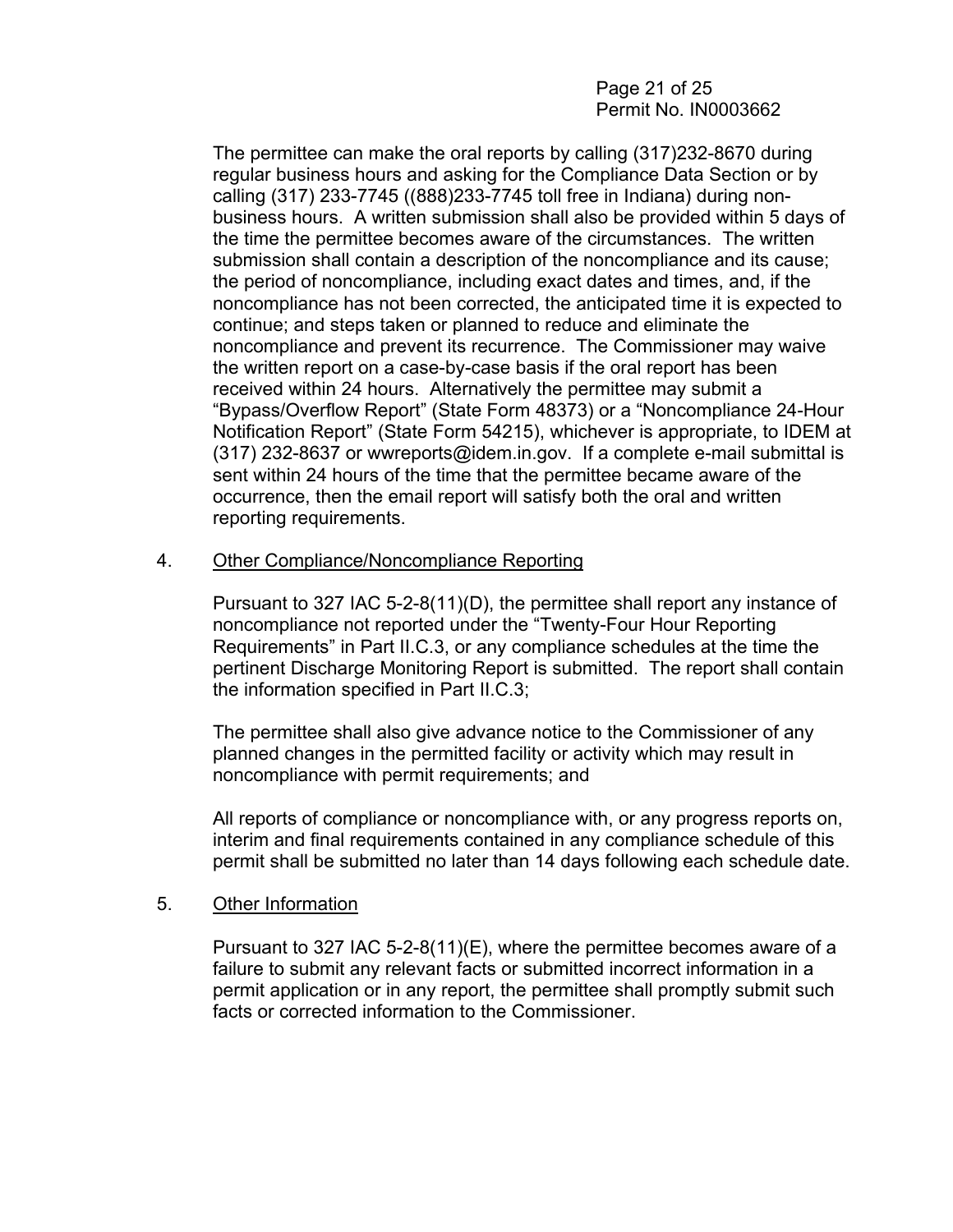The permittee can make the oral reports by calling (317)232-8670 during regular business hours and asking for the Compliance Data Section or by calling (317) 233-7745 ((888)233-7745 toll free in Indiana) during non-business hours. A written submission shall also be provided within 5 days of the time the permittee becomes aware of the circumstances. The written submission shall contain a description of the noncompliance and its cause; the period of noncompliance, including exact dates and times, and, if the noncompliance has not been corrected, the anticipated time it is expected to continue; and steps taken or planned to reduce and eliminate the noncompliance and prevent its recurrence. The Commissioner may waive the written report on a case-by-case basis if the oral report has been received within 24 hours. Alternatively the permittee may submit a “Bypass/Overflow Report” (State Form 48373) or a “Noncompliance 24-Hour Notification Report” (State Form 54215), whichever is appropriate, to IDEM at (317) 232-8637 or wwreports@idem.in.gov. If a complete e-mail submittal is sent within 24 hours of the time that the permittee became aware of the occurrence, then the email report will satisfy both the oral and written reporting requirements.

4. <u>Other Compliance/Noncompliance Reporting</u>

   Pursuant to 327 IAC 5-2-8(11)(D), the permittee shall report any instance of noncompliance not reported under the “Twenty-Four Hour Reporting Requirements” in Part II.C.3, or any compliance schedules at the time the pertinent Discharge Monitoring Report is submitted. The report shall contain the information specified in Part II.C.3;

   The permittee shall also give advance notice to the Commissioner of any planned changes in the permitted facility or activity which may result in noncompliance with permit requirements; and

   All reports of compliance or noncompliance with, or any progress reports on, interim and final requirements contained in any compliance schedule of this permit shall be submitted no later than 14 days following each schedule date.

5. <u>Other Information</u>

   Pursuant to 327 IAC 5-2-8(11)(E), where the permittee becomes aware of a failure to submit any relevant facts or submitted incorrect information in a permit application or in any report, the permittee shall promptly submit such facts or corrected information to the Commissioner.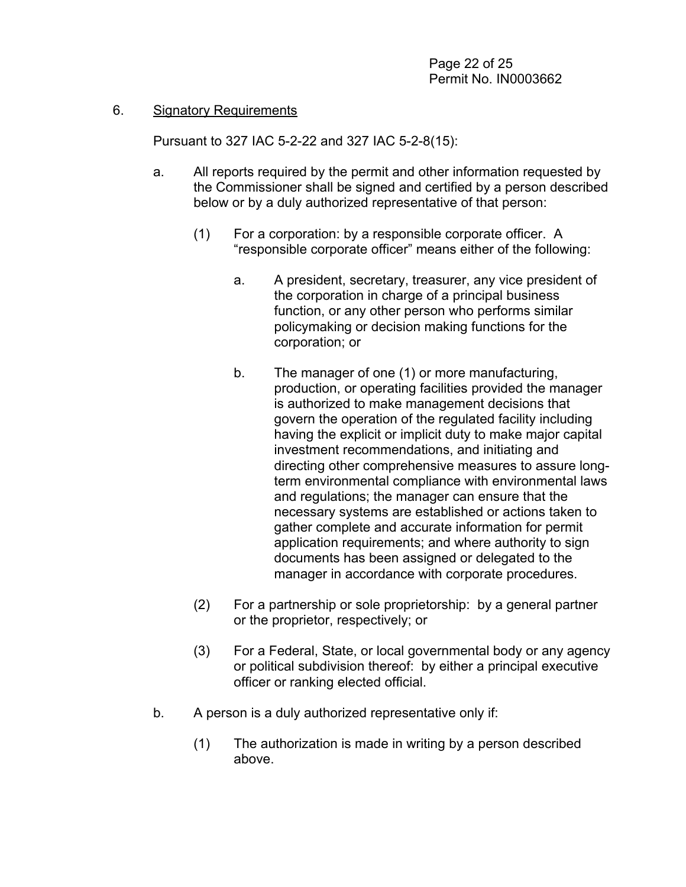6. Signatory Requirements

Pursuant to 327 IAC 5-2-22 and 327 IAC 5-2-8(15):

a. All reports required by the permit and other information requested by the Commissioner shall be signed and certified by a person described below or by a duly authorized representative of that person:

   (1) For a corporation: by a responsible corporate officer. A "responsible corporate officer" means either of the following:

      a. A president, secretary, treasurer, any vice president of the corporation in charge of a principal business function, or any other person who performs similar policymaking or decision making functions for the corporation; or

      b. The manager of one (1) or more manufacturing, production, or operating facilities provided the manager is authorized to make management decisions that govern the operation of the regulated facility including having the explicit or implicit duty to make major capital investment recommendations, and initiating and directing other comprehensive measures to assure long-term environmental compliance with environmental laws and regulations; the manager can ensure that the necessary systems are established or actions taken to gather complete and accurate information for permit application requirements; and where authority to sign documents has been assigned or delegated to the manager in accordance with corporate procedures.

   (2) For a partnership or sole proprietorship: by a general partner or the proprietor, respectively; or

   (3) For a Federal, State, or local governmental body or any agency or political subdivision thereof: by either a principal executive officer or ranking elected official.

b. A person is a duly authorized representative only if:

   (1) The authorization is made in writing by a person described above.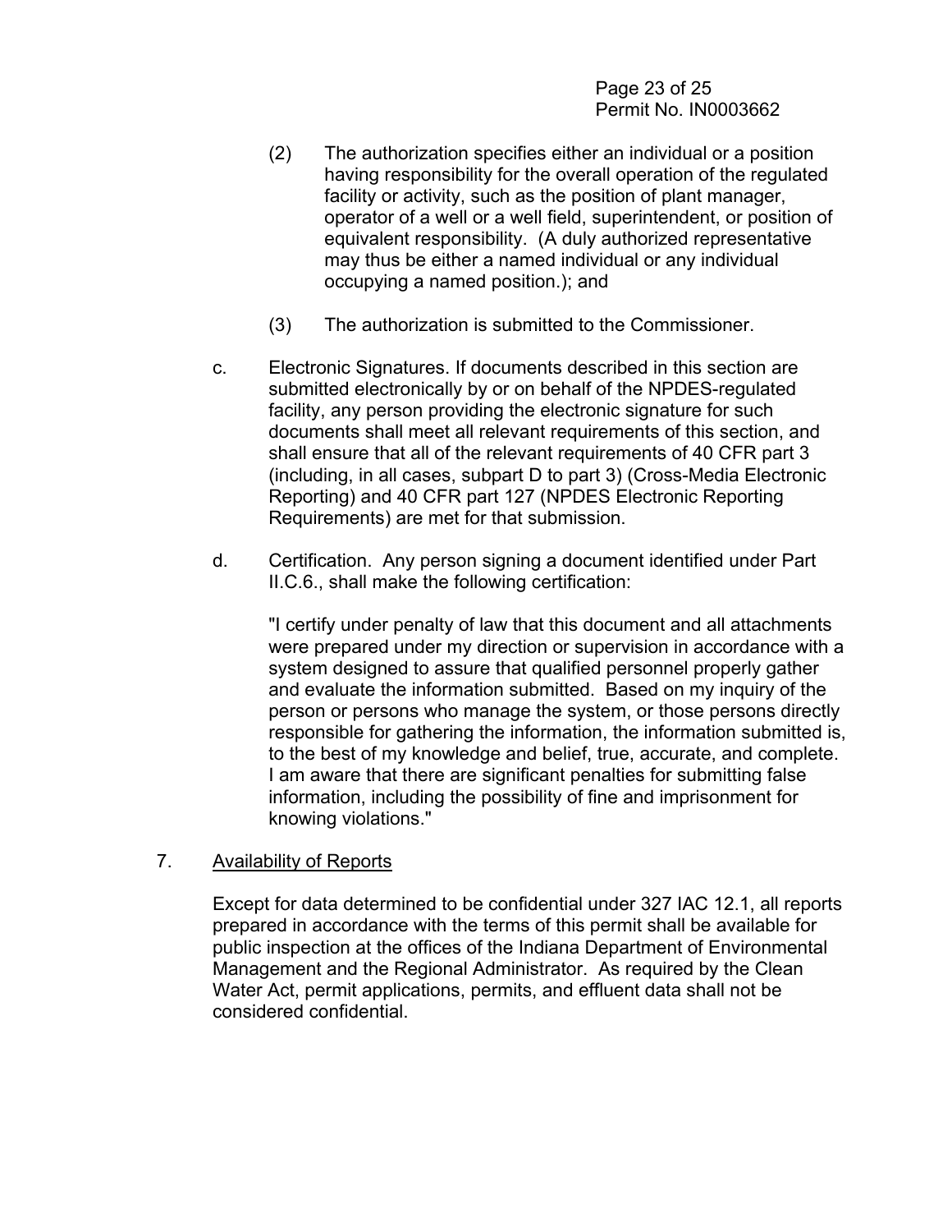(2) The authorization specifies either an individual or a position having responsibility for the overall operation of the regulated facility or activity, such as the position of plant manager, operator of a well or a well field, superintendent, or position of equivalent responsibility. (A duly authorized representative may thus be either a named individual or any individual occupying a named position.); and

(3) The authorization is submitted to the Commissioner.

c. Electronic Signatures. If documents described in this section are submitted electronically by or on behalf of the NPDES-regulated facility, any person providing the electronic signature for such documents shall meet all relevant requirements of this section, and shall ensure that all of the relevant requirements of 40 CFR part 3 (including, in all cases, subpart D to part 3) (Cross-Media Electronic Reporting) and 40 CFR part 127 (NPDES Electronic Reporting Requirements) are met for that submission.

d. Certification. Any person signing a document identified under Part II.C.6., shall make the following certification:

> "I certify under penalty of law that this document and all attachments were prepared under my direction or supervision in accordance with a system designed to assure that qualified personnel properly gather and evaluate the information submitted. Based on my inquiry of the person or persons who manage the system, or those persons directly responsible for gathering the information, the information submitted is, to the best of my knowledge and belief, true, accurate, and complete. I am aware that there are significant penalties for submitting false information, including the possibility of fine and imprisonment for knowing violations."

7. <u>Availability of Reports</u>

Except for data determined to be confidential under 327 IAC 12.1, all reports prepared in accordance with the terms of this permit shall be available for public inspection at the offices of the Indiana Department of Environmental Management and the Regional Administrator. As required by the Clean Water Act, permit applications, permits, and effluent data shall not be considered confidential.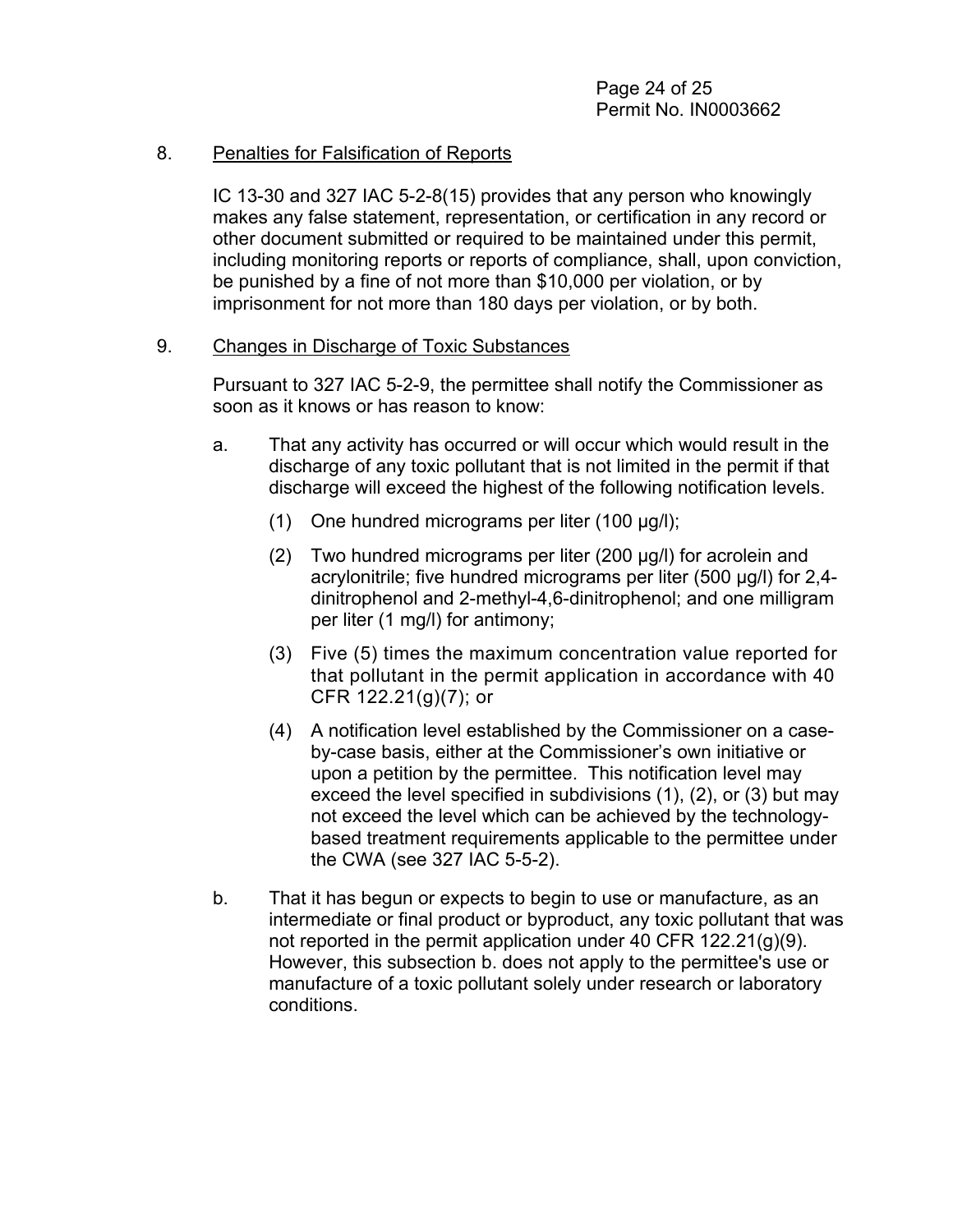8. Penalties for Falsification of Reports

   IC 13-30 and 327 IAC 5-2-8(15) provides that any person who knowingly makes any false statement, representation, or certification in any record or other document submitted or required to be maintained under this permit, including monitoring reports or reports of compliance, shall, upon conviction, be punished by a fine of not more than $10,000 per violation, or by imprisonment for not more than 180 days per violation, or by both.

9. Changes in Discharge of Toxic Substances

   Pursuant to 327 IAC 5-2-9, the permittee shall notify the Commissioner as soon as it knows or has reason to know:

   a. That any activity has occurred or will occur which would result in the discharge of any toxic pollutant that is not limited in the permit if that discharge will exceed the highest of the following notification levels.

      (1) One hundred micrograms per liter (100 µg/l);

      (2) Two hundred micrograms per liter (200 µg/l) for acrolein and acrylonitrile; five hundred micrograms per liter (500 µg/l) for 2,4-dinitrophenol and 2-methyl-4,6-dinitrophenol; and one milligram per liter (1 mg/l) for antimony;

      (3) Five (5) times the maximum concentration value reported for that pollutant in the permit application in accordance with 40 CFR 122.21(g)(7); or

      (4) A notification level established by the Commissioner on a case-by-case basis, either at the Commissioner's own initiative or upon a petition by the permittee. This notification level may exceed the level specified in subdivisions (1), (2), or (3) but may not exceed the level which can be achieved by the technology-based treatment requirements applicable to the permittee under the CWA (see 327 IAC 5-5-2).

   b. That it has begun or expects to begin to use or manufacture, as an intermediate or final product or byproduct, any toxic pollutant that was not reported in the permit application under 40 CFR 122.21(g)(9). However, this subsection b. does not apply to the permittee's use or manufacture of a toxic pollutant solely under research or laboratory conditions.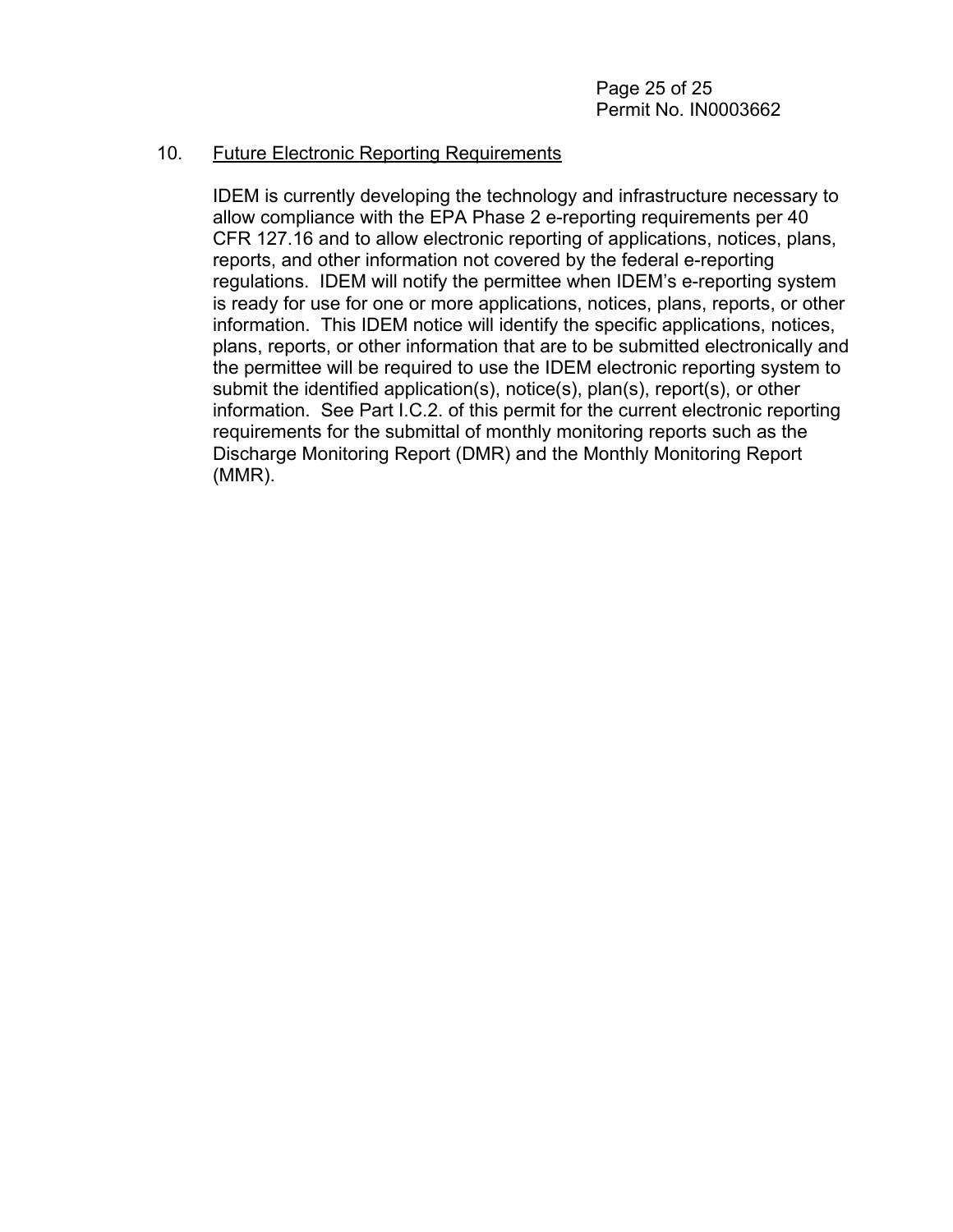10. <u>Future Electronic Reporting Requirements</u>

    IDEM is currently developing the technology and infrastructure necessary to allow compliance with the EPA Phase 2 e-reporting requirements per 40 CFR 127.16 and to allow electronic reporting of applications, notices, plans, reports, and other information not covered by the federal e-reporting regulations. IDEM will notify the permittee when IDEM's e-reporting system is ready for use for one or more applications, notices, plans, reports, or other information. This IDEM notice will identify the specific applications, notices, plans, reports, or other information that are to be submitted electronically and the permittee will be required to use the IDEM electronic reporting system to submit the identified application(s), notice(s), plan(s), report(s), or other information. See Part I.C.2. of this permit for the current electronic reporting requirements for the submittal of monthly monitoring reports such as the Discharge Monitoring Report (DMR) and the Monthly Monitoring Report (MMR).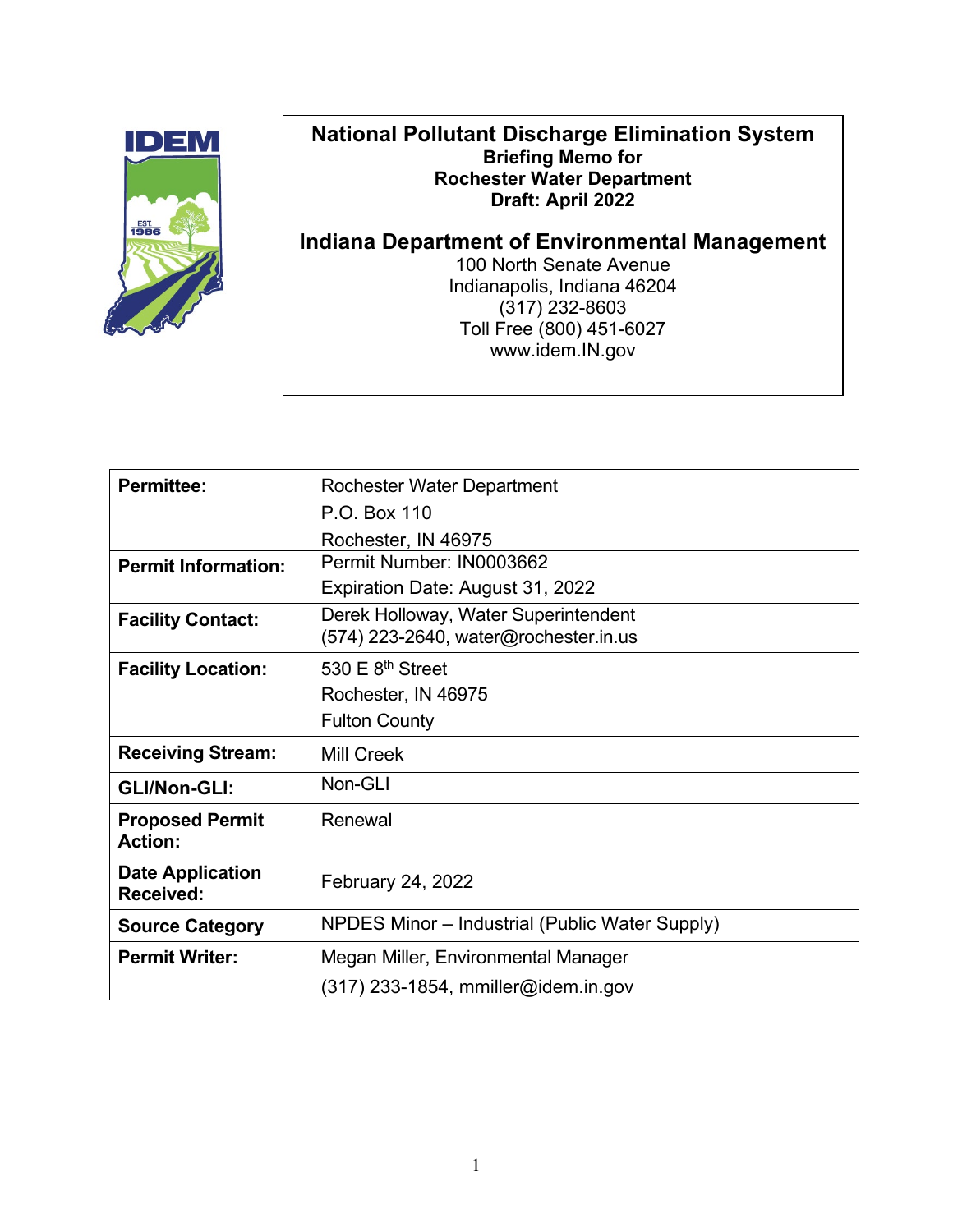**National Pollutant Discharge Elimination System**
**Briefing Memo for**
**Rochester Water Department**
**Draft: April 2022**

**Indiana Department of Environmental Management**
100 North Senate Avenue
Indianapolis, Indiana 46204
(317) 232-8603
Toll Free (800) 451-6027
www.idem.IN.gov

| | |
|---|---|
| **Permittee:** | Rochester Water Department<br>P.O. Box 110<br>Rochester, IN 46975 |
| **Permit Information:** | Permit Number: IN0003662<br>Expiration Date: August 31, 2022 |
| **Facility Contact:** | Derek Holloway, Water Superintendent<br>(574) 223-2640, water@rochester.in.us |
| **Facility Location:** | 530 E 8th Street<br>Rochester, IN 46975<br>Fulton County |
| **Receiving Stream:** | Mill Creek |
| **GLI/Non-GLI:** | Non-GLI |
| **Proposed Permit Action:** | Renewal |
| **Date Application Received:** | February 24, 2022 |
| **Source Category** | NPDES Minor – Industrial (Public Water Supply) |
| **Permit Writer:** | Megan Miller, Environmental Manager<br>(317) 233-1854, mmiller@idem.in.gov |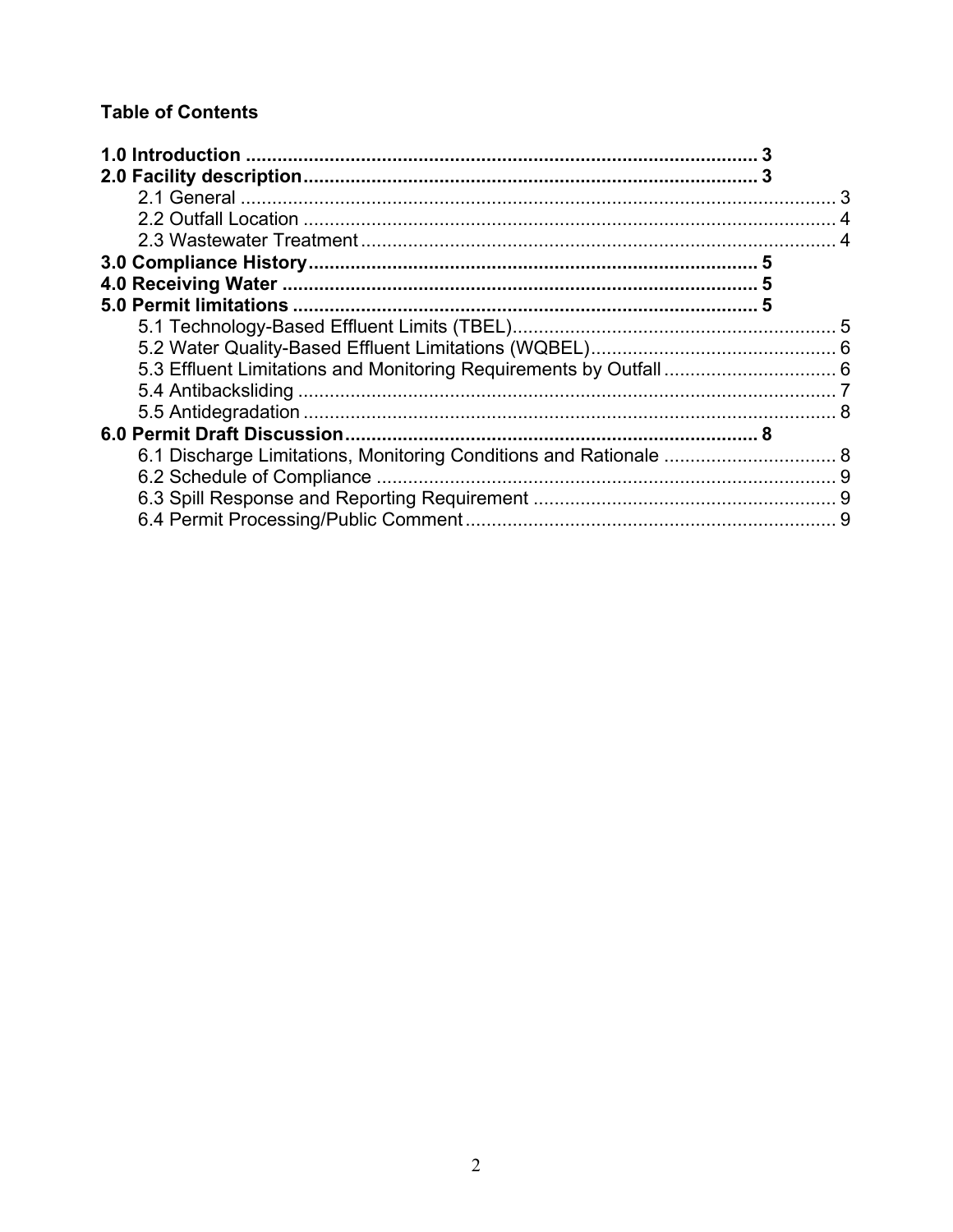**Table of Contents**

**1.0 Introduction** ..... **3**
**2.0 Facility description** ..... **3**
- 2.1 General ..... 3
- 2.2 Outfall Location ..... 4
- 2.3 Wastewater Treatment ..... 4

**3.0 Compliance History** ..... **5**
**4.0 Receiving Water** ..... **5**
**5.0 Permit limitations** ..... **5**
- 5.1 Technology-Based Effluent Limits (TBEL) ..... 5
- 5.2 Water Quality-Based Effluent Limitations (WQBEL) ..... 6
- 5.3 Effluent Limitations and Monitoring Requirements by Outfall ..... 6
- 5.4 Antibacksliding ..... 7
- 5.5 Antidegradation ..... 8

**6.0 Permit Draft Discussion** ..... **8**
- 6.1 Discharge Limitations, Monitoring Conditions and Rationale ..... 8
- 6.2 Schedule of Compliance ..... 9
- 6.3 Spill Response and Reporting Requirement ..... 9
- 6.4 Permit Processing/Public Comment ..... 9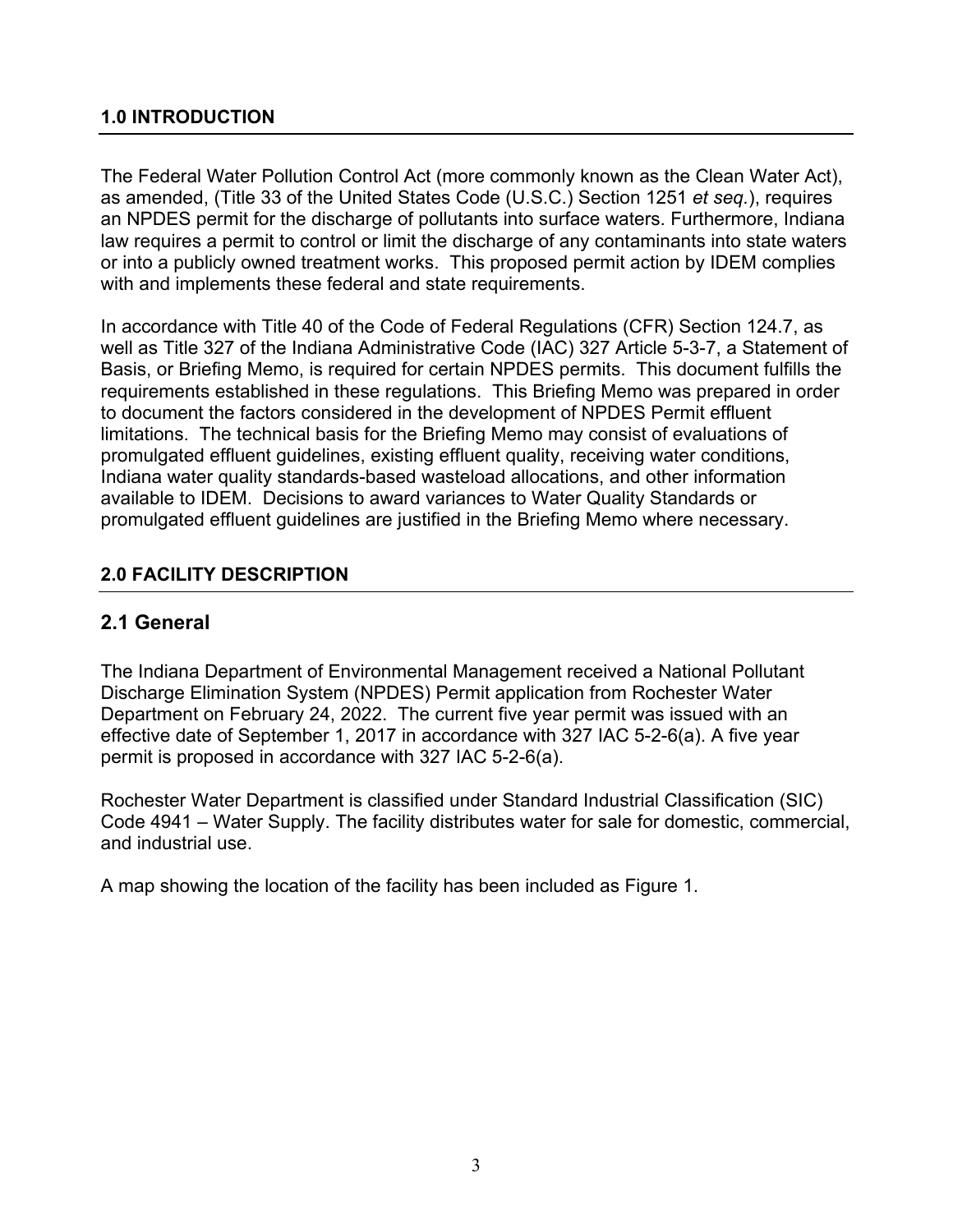## 1.0 INTRODUCTION

The Federal Water Pollution Control Act (more commonly known as the Clean Water Act), as amended, (Title 33 of the United States Code (U.S.C.) Section 1251 *et seq.*), requires an NPDES permit for the discharge of pollutants into surface waters. Furthermore, Indiana law requires a permit to control or limit the discharge of any contaminants into state waters or into a publicly owned treatment works. This proposed permit action by IDEM complies with and implements these federal and state requirements.

In accordance with Title 40 of the Code of Federal Regulations (CFR) Section 124.7, as well as Title 327 of the Indiana Administrative Code (IAC) 327 Article 5-3-7, a Statement of Basis, or Briefing Memo, is required for certain NPDES permits. This document fulfills the requirements established in these regulations. This Briefing Memo was prepared in order to document the factors considered in the development of NPDES Permit effluent limitations. The technical basis for the Briefing Memo may consist of evaluations of promulgated effluent guidelines, existing effluent quality, receiving water conditions, Indiana water quality standards-based wasteload allocations, and other information available to IDEM. Decisions to award variances to Water Quality Standards or promulgated effluent guidelines are justified in the Briefing Memo where necessary.

## 2.0 FACILITY DESCRIPTION

### 2.1 General

The Indiana Department of Environmental Management received a National Pollutant Discharge Elimination System (NPDES) Permit application from Rochester Water Department on February 24, 2022. The current five year permit was issued with an effective date of September 1, 2017 in accordance with 327 IAC 5-2-6(a). A five year permit is proposed in accordance with 327 IAC 5-2-6(a).

Rochester Water Department is classified under Standard Industrial Classification (SIC) Code 4941 – Water Supply. The facility distributes water for sale for domestic, commercial, and industrial use.

A map showing the location of the facility has been included as Figure 1.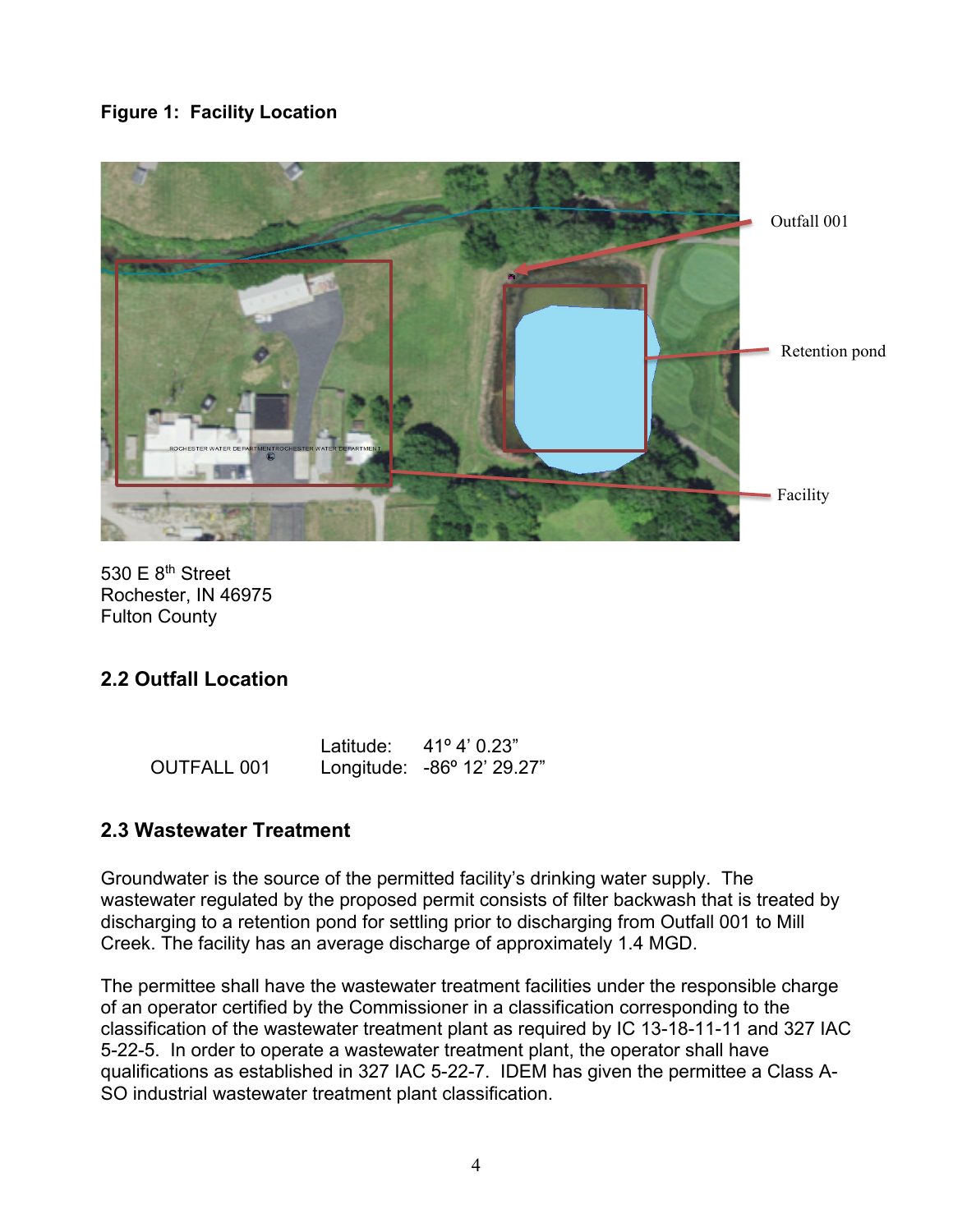**Figure 1: Facility Location**

Outfall 001

Retention pond

Facility

530 E 8th Street
Rochester, IN 46975
Fulton County

## 2.2 Outfall Location

| | | |
|---|---|---|
| OUTFALL 001 | Latitude: | 41º 4' 0.23" |
| | Longitude: | -86º 12' 29.27" |

## 2.3 Wastewater Treatment

Groundwater is the source of the permitted facility's drinking water supply. The wastewater regulated by the proposed permit consists of filter backwash that is treated by discharging to a retention pond for settling prior to discharging from Outfall 001 to Mill Creek. The facility has an average discharge of approximately 1.4 MGD.

The permittee shall have the wastewater treatment facilities under the responsible charge of an operator certified by the Commissioner in a classification corresponding to the classification of the wastewater treatment plant as required by IC 13-18-11-11 and 327 IAC 5-22-5. In order to operate a wastewater treatment plant, the operator shall have qualifications as established in 327 IAC 5-22-7. IDEM has given the permittee a Class A-SO industrial wastewater treatment plant classification.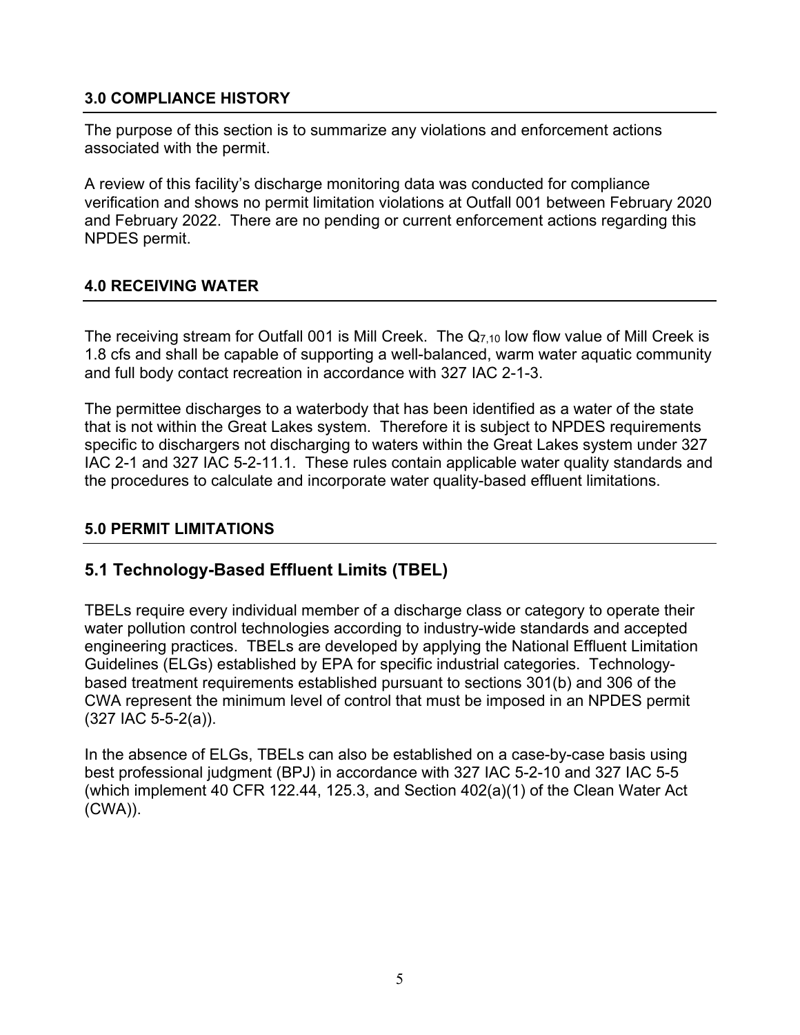## 3.0 COMPLIANCE HISTORY

The purpose of this section is to summarize any violations and enforcement actions associated with the permit.

A review of this facility's discharge monitoring data was conducted for compliance verification and shows no permit limitation violations at Outfall 001 between February 2020 and February 2022. There are no pending or current enforcement actions regarding this NPDES permit.

## 4.0 RECEIVING WATER

The receiving stream for Outfall 001 is Mill Creek. The $Q_{7,10}$ low flow value of Mill Creek is 1.8 cfs and shall be capable of supporting a well-balanced, warm water aquatic community and full body contact recreation in accordance with 327 IAC 2-1-3.

The permittee discharges to a waterbody that has been identified as a water of the state that is not within the Great Lakes system. Therefore it is subject to NPDES requirements specific to dischargers not discharging to waters within the Great Lakes system under 327 IAC 2-1 and 327 IAC 5-2-11.1. These rules contain applicable water quality standards and the procedures to calculate and incorporate water quality-based effluent limitations.

## 5.0 PERMIT LIMITATIONS

### 5.1 Technology-Based Effluent Limits (TBEL)

TBELs require every individual member of a discharge class or category to operate their water pollution control technologies according to industry-wide standards and accepted engineering practices. TBELs are developed by applying the National Effluent Limitation Guidelines (ELGs) established by EPA for specific industrial categories. Technology-based treatment requirements established pursuant to sections 301(b) and 306 of the CWA represent the minimum level of control that must be imposed in an NPDES permit (327 IAC 5-5-2(a)).

In the absence of ELGs, TBELs can also be established on a case-by-case basis using best professional judgment (BPJ) in accordance with 327 IAC 5-2-10 and 327 IAC 5-5 (which implement 40 CFR 122.44, 125.3, and Section 402(a)(1) of the Clean Water Act (CWA)).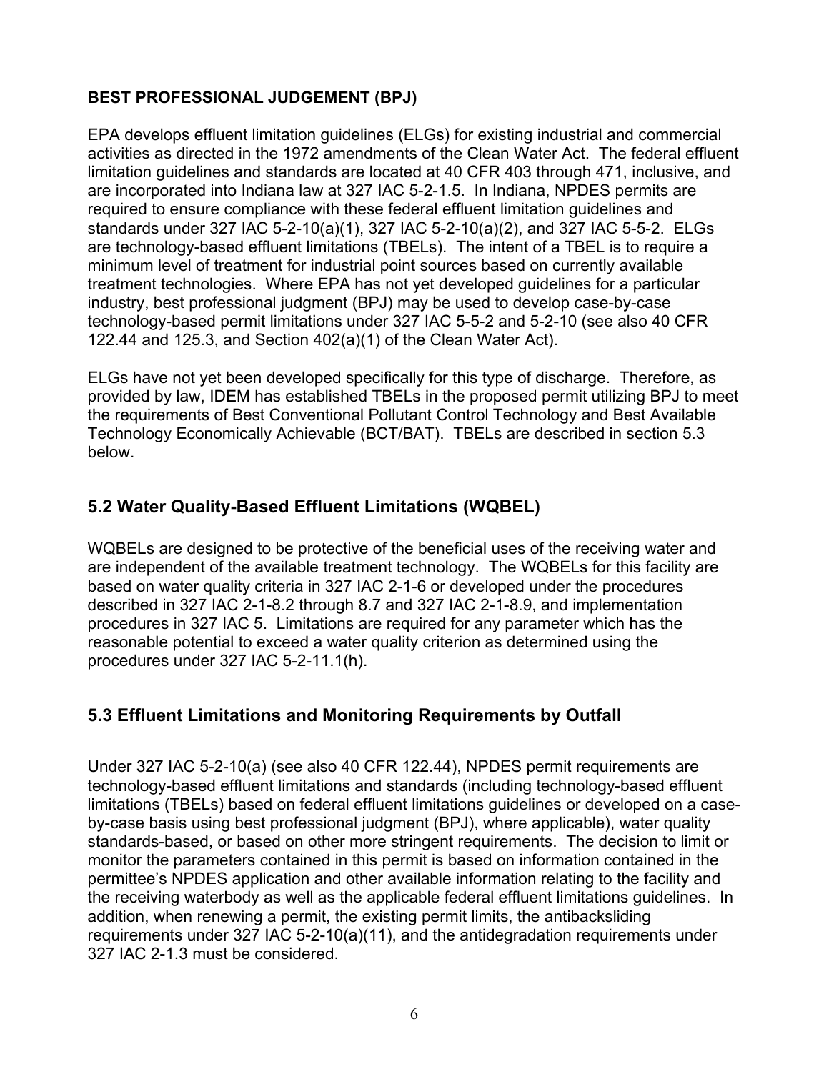### BEST PROFESSIONAL JUDGEMENT (BPJ)

EPA develops effluent limitation guidelines (ELGs) for existing industrial and commercial activities as directed in the 1972 amendments of the Clean Water Act. The federal effluent limitation guidelines and standards are located at 40 CFR 403 through 471, inclusive, and are incorporated into Indiana law at 327 IAC 5-2-1.5. In Indiana, NPDES permits are required to ensure compliance with these federal effluent limitation guidelines and standards under 327 IAC 5-2-10(a)(1), 327 IAC 5-2-10(a)(2), and 327 IAC 5-5-2. ELGs are technology-based effluent limitations (TBELs). The intent of a TBEL is to require a minimum level of treatment for industrial point sources based on currently available treatment technologies. Where EPA has not yet developed guidelines for a particular industry, best professional judgment (BPJ) may be used to develop case-by-case technology-based permit limitations under 327 IAC 5-5-2 and 5-2-10 (see also 40 CFR 122.44 and 125.3, and Section 402(a)(1) of the Clean Water Act).

ELGs have not yet been developed specifically for this type of discharge. Therefore, as provided by law, IDEM has established TBELs in the proposed permit utilizing BPJ to meet the requirements of Best Conventional Pollutant Control Technology and Best Available Technology Economically Achievable (BCT/BAT). TBELs are described in section 5.3 below.

## 5.2 Water Quality-Based Effluent Limitations (WQBEL)

WQBELs are designed to be protective of the beneficial uses of the receiving water and are independent of the available treatment technology. The WQBELs for this facility are based on water quality criteria in 327 IAC 2-1-6 or developed under the procedures described in 327 IAC 2-1-8.2 through 8.7 and 327 IAC 2-1-8.9, and implementation procedures in 327 IAC 5. Limitations are required for any parameter which has the reasonable potential to exceed a water quality criterion as determined using the procedures under 327 IAC 5-2-11.1(h).

## 5.3 Effluent Limitations and Monitoring Requirements by Outfall

Under 327 IAC 5-2-10(a) (see also 40 CFR 122.44), NPDES permit requirements are technology-based effluent limitations and standards (including technology-based effluent limitations (TBELs) based on federal effluent limitations guidelines or developed on a case-by-case basis using best professional judgment (BPJ), where applicable), water quality standards-based, or based on other more stringent requirements. The decision to limit or monitor the parameters contained in this permit is based on information contained in the permittee's NPDES application and other available information relating to the facility and the receiving waterbody as well as the applicable federal effluent limitations guidelines. In addition, when renewing a permit, the existing permit limits, the antibacksliding requirements under 327 IAC 5-2-10(a)(11), and the antidegradation requirements under 327 IAC 2-1.3 must be considered.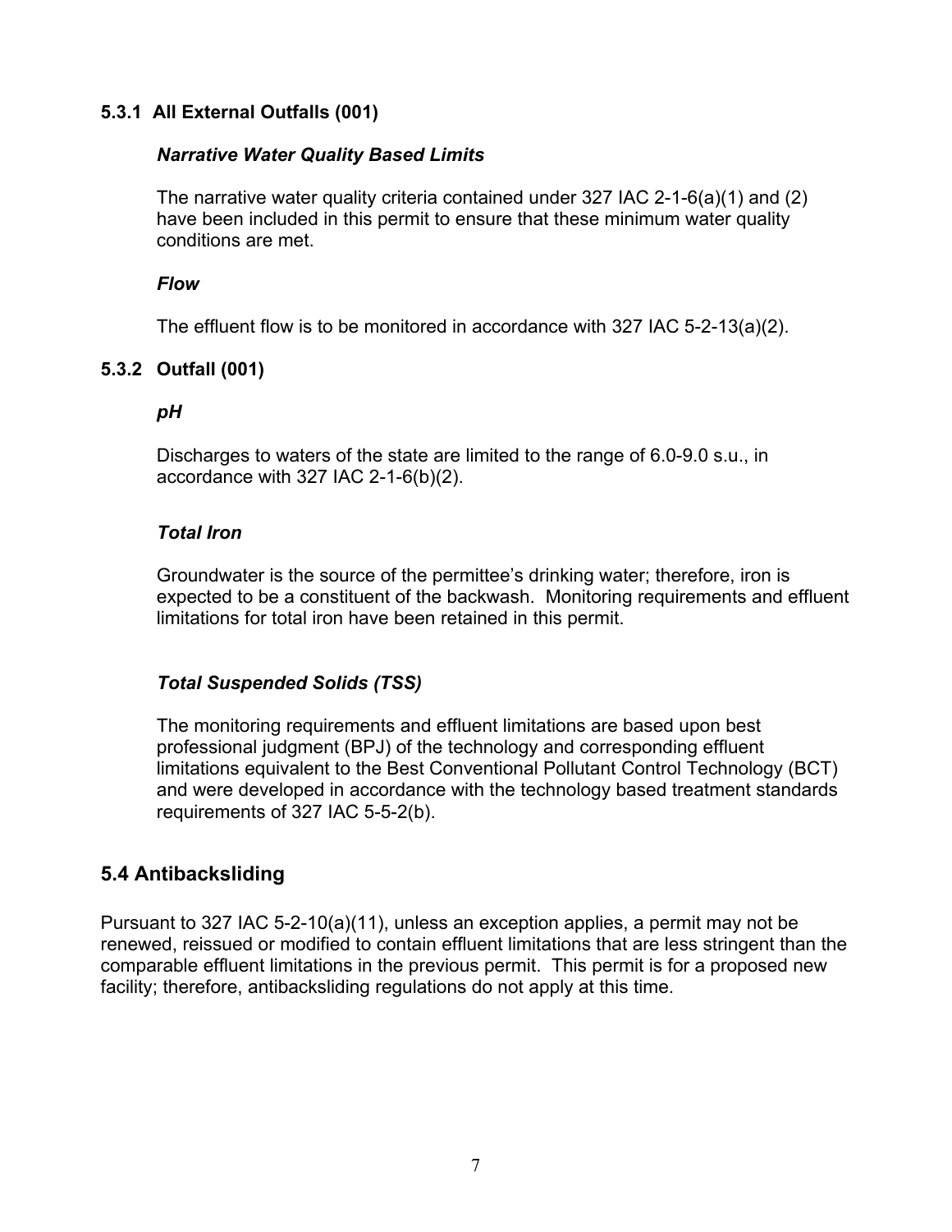### 5.3.1 All External Outfalls (001)

***Narrative Water Quality Based Limits***

The narrative water quality criteria contained under 327 IAC 2-1-6(a)(1) and (2) have been included in this permit to ensure that these minimum water quality conditions are met.

***Flow***

The effluent flow is to be monitored in accordance with 327 IAC 5-2-13(a)(2).

### 5.3.2 Outfall (001)

***pH***

Discharges to waters of the state are limited to the range of 6.0-9.0 s.u., in accordance with 327 IAC 2-1-6(b)(2).

***Total Iron***

Groundwater is the source of the permittee's drinking water; therefore, iron is expected to be a constituent of the backwash. Monitoring requirements and effluent limitations for total iron have been retained in this permit.

***Total Suspended Solids (TSS)***

The monitoring requirements and effluent limitations are based upon best professional judgment (BPJ) of the technology and corresponding effluent limitations equivalent to the Best Conventional Pollutant Control Technology (BCT) and were developed in accordance with the technology based treatment standards requirements of 327 IAC 5-5-2(b).

## 5.4 Antibacksliding

Pursuant to 327 IAC 5-2-10(a)(11), unless an exception applies, a permit may not be renewed, reissued or modified to contain effluent limitations that are less stringent than the comparable effluent limitations in the previous permit. This permit is for a proposed new facility; therefore, antibacksliding regulations do not apply at this time.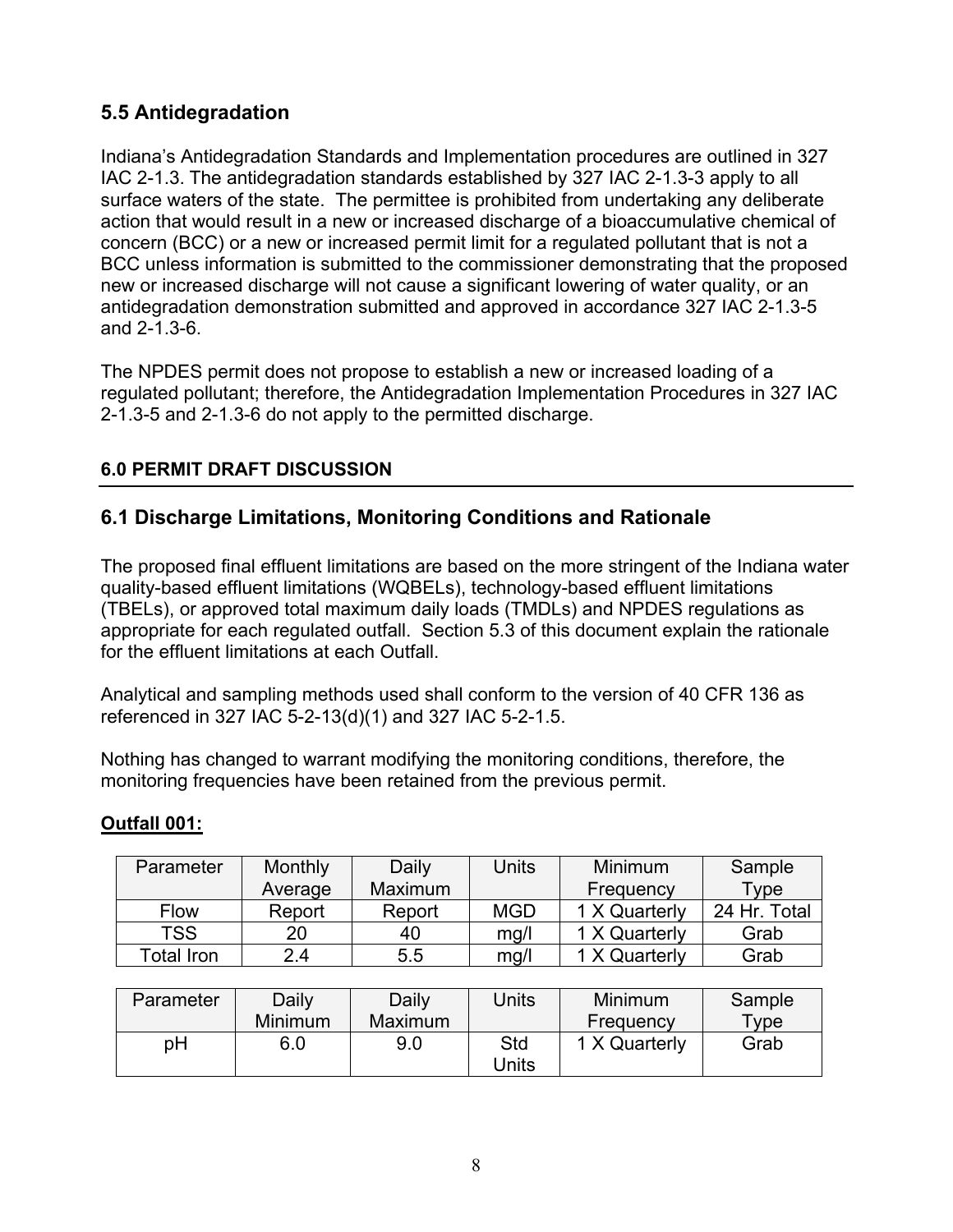## 5.5 Antidegradation

Indiana's Antidegradation Standards and Implementation procedures are outlined in 327 IAC 2-1.3. The antidegradation standards established by 327 IAC 2-1.3-3 apply to all surface waters of the state. The permittee is prohibited from undertaking any deliberate action that would result in a new or increased discharge of a bioaccumulative chemical of concern (BCC) or a new or increased permit limit for a regulated pollutant that is not a BCC unless information is submitted to the commissioner demonstrating that the proposed new or increased discharge will not cause a significant lowering of water quality, or an antidegradation demonstration submitted and approved in accordance 327 IAC 2-1.3-5 and 2-1.3-6.

The NPDES permit does not propose to establish a new or increased loading of a regulated pollutant; therefore, the Antidegradation Implementation Procedures in 327 IAC 2-1.3-5 and 2-1.3-6 do not apply to the permitted discharge.

## 6.0 PERMIT DRAFT DISCUSSION

## 6.1 Discharge Limitations, Monitoring Conditions and Rationale

The proposed final effluent limitations are based on the more stringent of the Indiana water quality-based effluent limitations (WQBELs), technology-based effluent limitations (TBELs), or approved total maximum daily loads (TMDLs) and NPDES regulations as appropriate for each regulated outfall. Section 5.3 of this document explain the rationale for the effluent limitations at each Outfall.

Analytical and sampling methods used shall conform to the version of 40 CFR 136 as referenced in 327 IAC 5-2-13(d)(1) and 327 IAC 5-2-1.5.

Nothing has changed to warrant modifying the monitoring conditions, therefore, the monitoring frequencies have been retained from the previous permit.

**Outfall 001:**

| Parameter | Monthly Average | Daily Maximum | Units | Minimum Frequency | Sample Type |
|---|---|---|---|---|---|
| Flow | Report | Report | MGD | 1 X Quarterly | 24 Hr. Total |
| TSS | 20 | 40 | mg/l | 1 X Quarterly | Grab |
| Total Iron | 2.4 | 5.5 | mg/l | 1 X Quarterly | Grab |

| Parameter | Daily Minimum | Daily Maximum | Units | Minimum Frequency | Sample Type |
|---|---|---|---|---|---|
| pH | 6.0 | 9.0 | Std Units | 1 X Quarterly | Grab |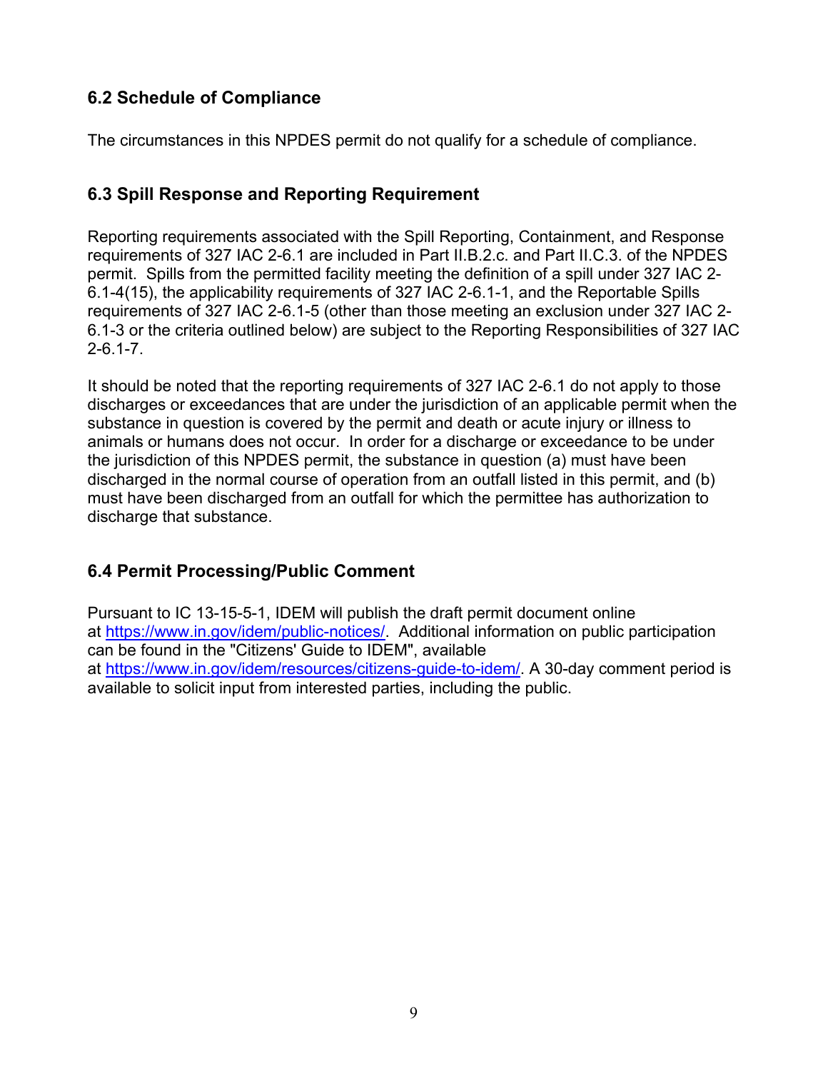### 6.2 Schedule of Compliance

The circumstances in this NPDES permit do not qualify for a schedule of compliance.

### 6.3 Spill Response and Reporting Requirement

Reporting requirements associated with the Spill Reporting, Containment, and Response requirements of 327 IAC 2-6.1 are included in Part II.B.2.c. and Part II.C.3. of the NPDES permit. Spills from the permitted facility meeting the definition of a spill under 327 IAC 2-6.1-4(15), the applicability requirements of 327 IAC 2-6.1-1, and the Reportable Spills requirements of 327 IAC 2-6.1-5 (other than those meeting an exclusion under 327 IAC 2-6.1-3 or the criteria outlined below) are subject to the Reporting Responsibilities of 327 IAC 2-6.1-7.

It should be noted that the reporting requirements of 327 IAC 2-6.1 do not apply to those discharges or exceedances that are under the jurisdiction of an applicable permit when the substance in question is covered by the permit and death or acute injury or illness to animals or humans does not occur. In order for a discharge or exceedance to be under the jurisdiction of this NPDES permit, the substance in question (a) must have been discharged in the normal course of operation from an outfall listed in this permit, and (b) must have been discharged from an outfall for which the permittee has authorization to discharge that substance.

### 6.4 Permit Processing/Public Comment

Pursuant to IC 13-15-5-1, IDEM will publish the draft permit document online at https://www.in.gov/idem/public-notices/. Additional information on public participation can be found in the "Citizens' Guide to IDEM", available at https://www.in.gov/idem/resources/citizens-guide-to-idem/. A 30-day comment period is available to solicit input from interested parties, including the public.